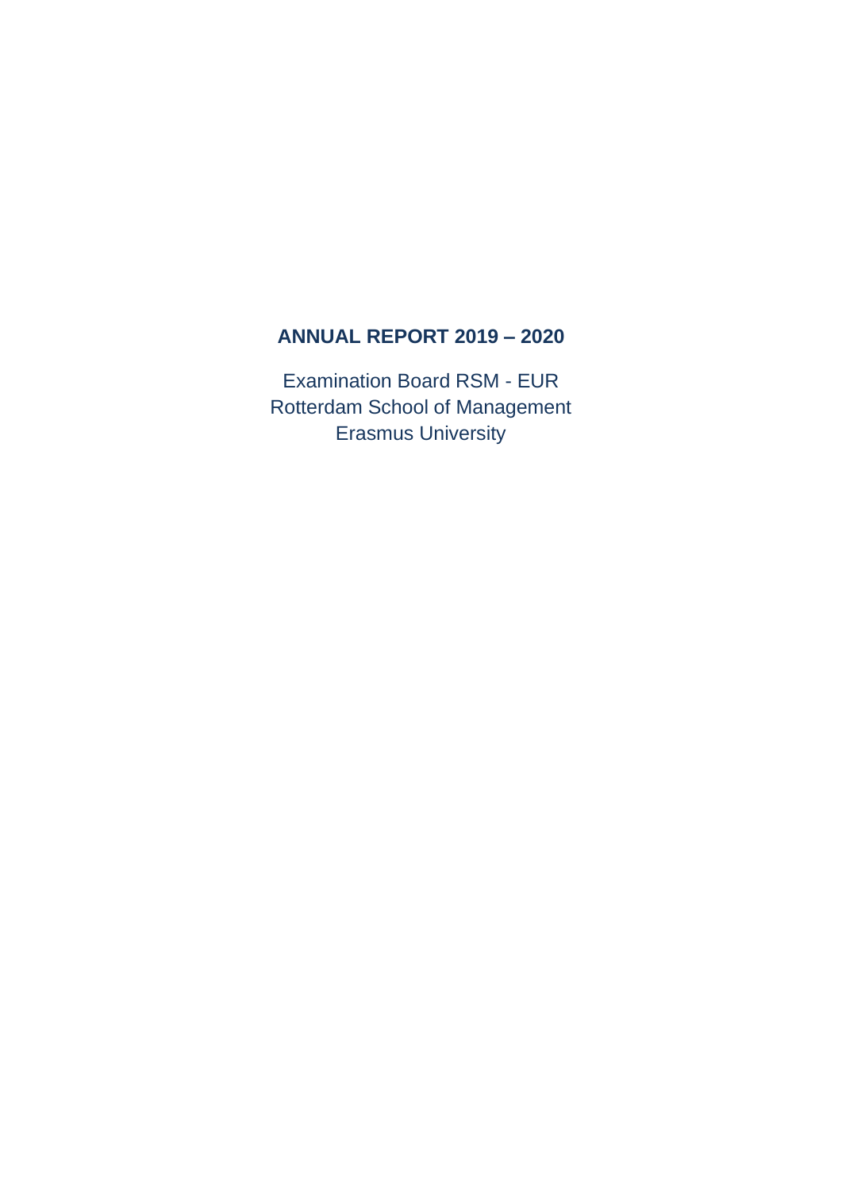# ANNUAL REPORT 2019 – 2020

Examination Board RSM - EUR
Rotterdam School of Management
Erasmus University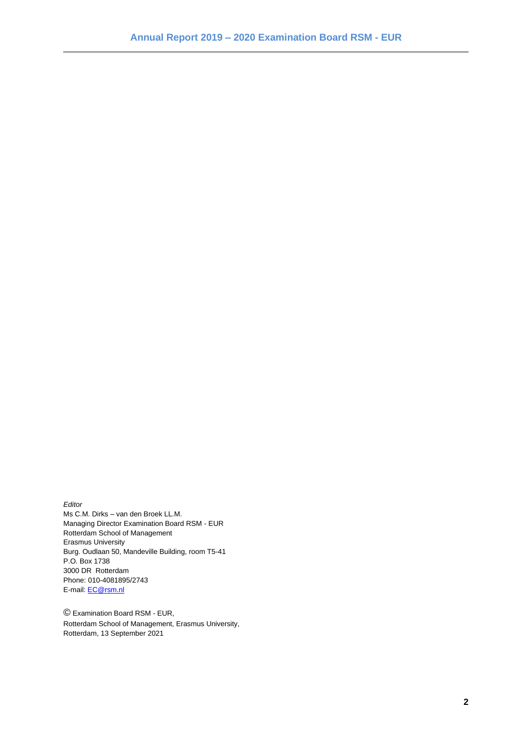*Editor*
Ms C.M. Dirks – van den Broek LL.M.
Managing Director Examination Board RSM - EUR
Rotterdam School of Management
Erasmus University
Burg. Oudlaan 50, Mandeville Building, room T5-41
P.O. Box 1738
3000 DR Rotterdam
Phone: 010-4081895/2743
E-mail: [EC@rsm.nl](mailto:EC@rsm.nl)

© Examination Board RSM - EUR,
Rotterdam School of Management, Erasmus University,
Rotterdam, 13 September 2021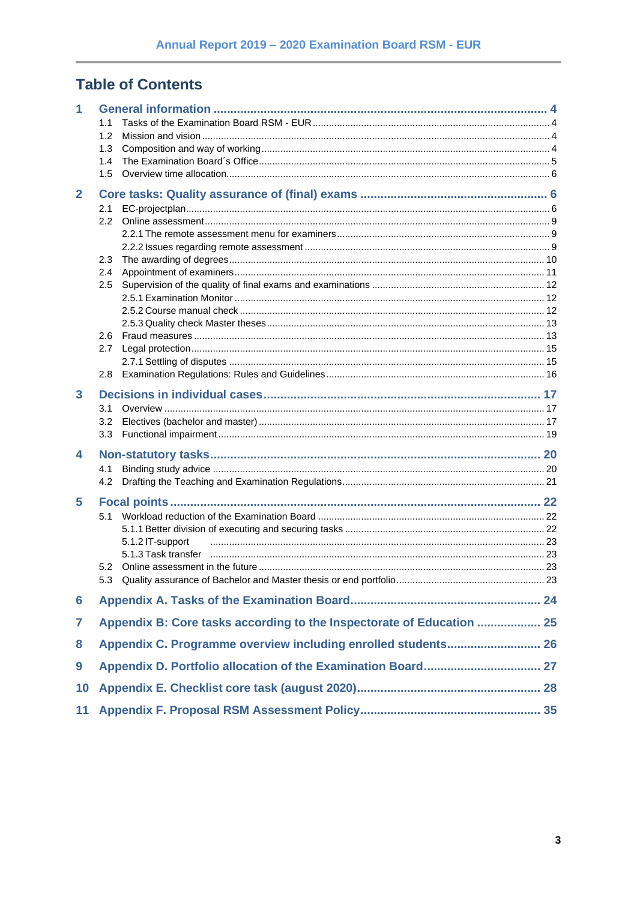## Table of Contents

1 General information ... 4
- 1.1 Tasks of the Examination Board RSM - EUR ... 4
- 1.2 Mission and vision ... 4
- 1.3 Composition and way of working ... 4
- 1.4 The Examination Board´s Office ... 5
- 1.5 Overview time allocation ... 6

2 Core tasks: Quality assurance of (final) exams ... 6
- 2.1 EC-projectplan ... 6
- 2.2 Online assessment ... 9
  - 2.2.1 The remote assessment menu for examiners ... 9
  - 2.2.2 Issues regarding remote assessment ... 9
- 2.3 The awarding of degrees ... 10
- 2.4 Appointment of examiners ... 11
- 2.5 Supervision of the quality of final exams and examinations ... 12
  - 2.5.1 Examination Monitor ... 12
  - 2.5.2 Course manual check ... 12
  - 2.5.3 Quality check Master theses ... 13
- 2.6 Fraud measures ... 13
- 2.7 Legal protection ... 15
  - 2.7.1 Settling of disputes ... 15
- 2.8 Examination Regulations: Rules and Guidelines ... 16

3 Decisions in individual cases ... 17
- 3.1 Overview ... 17
- 3.2 Electives (bachelor and master) ... 17
- 3.3 Functional impairment ... 19

4 Non-statutory tasks ... 20
- 4.1 Binding study advice ... 20
- 4.2 Drafting the Teaching and Examination Regulations ... 21

5 Focal points ... 22
- 5.1 Workload reduction of the Examination Board ... 22
  - 5.1.1 Better division of executing and securing tasks ... 22
  - 5.1.2 IT-support ... 23
  - 5.1.3 Task transfer ... 23
- 5.2 Online assessment in the future ... 23
- 5.3 Quality assurance of Bachelor and Master thesis or end portfolio ... 23

6 Appendix A. Tasks of the Examination Board ... 24

7 Appendix B: Core tasks according to the Inspectorate of Education ... 25

8 Appendix C. Programme overview including enrolled students ... 26

9 Appendix D. Portfolio allocation of the Examination Board ... 27

10 Appendix E. Checklist core task (august 2020) ... 28

11 Appendix F. Proposal RSM Assessment Policy ... 35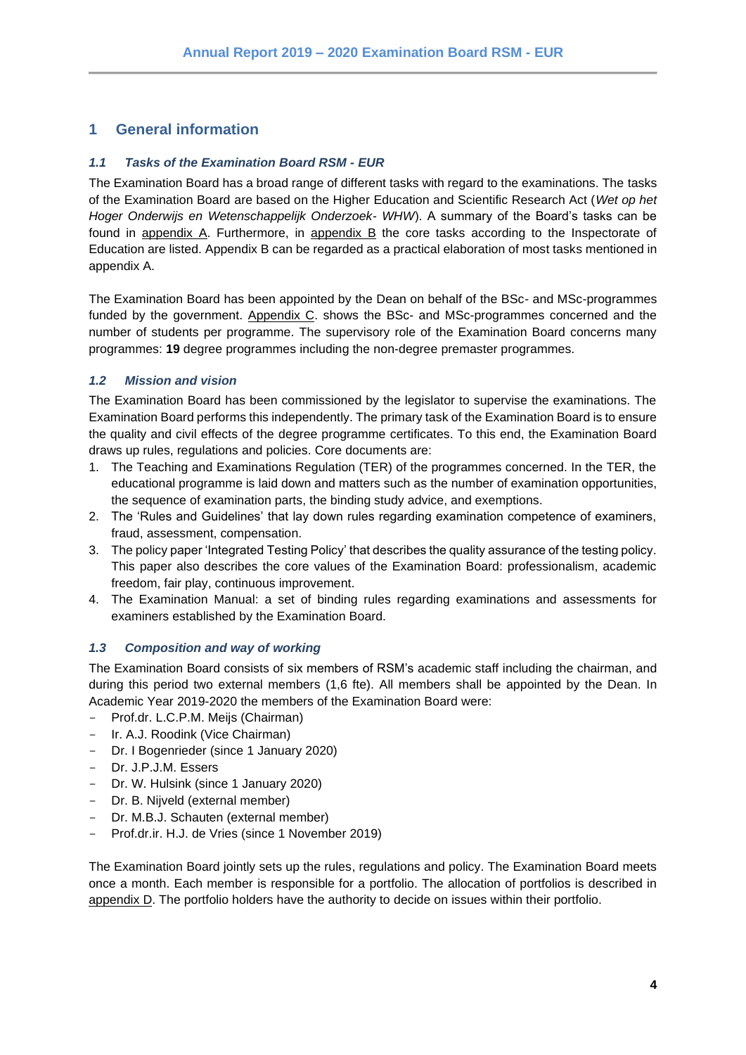# 1 General information

### *1.1 Tasks of the Examination Board RSM - EUR*

The Examination Board has a broad range of different tasks with regard to the examinations. The tasks of the Examination Board are based on the Higher Education and Scientific Research Act (*Wet op het Hoger Onderwijs en Wetenschappelijk Onderzoek- WHW*). A summary of the Board's tasks can be found in appendix A. Furthermore, in appendix B the core tasks according to the Inspectorate of Education are listed. Appendix B can be regarded as a practical elaboration of most tasks mentioned in appendix A.

The Examination Board has been appointed by the Dean on behalf of the BSc- and MSc-programmes funded by the government. Appendix C. shows the BSc- and MSc-programmes concerned and the number of students per programme. The supervisory role of the Examination Board concerns many programmes: **19** degree programmes including the non-degree premaster programmes.

### *1.2 Mission and vision*

The Examination Board has been commissioned by the legislator to supervise the examinations. The Examination Board performs this independently. The primary task of the Examination Board is to ensure the quality and civil effects of the degree programme certificates. To this end, the Examination Board draws up rules, regulations and policies. Core documents are:

1. The Teaching and Examinations Regulation (TER) of the programmes concerned. In the TER, the educational programme is laid down and matters such as the number of examination opportunities, the sequence of examination parts, the binding study advice, and exemptions.
2. The 'Rules and Guidelines' that lay down rules regarding examination competence of examiners, fraud, assessment, compensation.
3. The policy paper 'Integrated Testing Policy' that describes the quality assurance of the testing policy. This paper also describes the core values of the Examination Board: professionalism, academic freedom, fair play, continuous improvement.
4. The Examination Manual: a set of binding rules regarding examinations and assessments for examiners established by the Examination Board.

### *1.3 Composition and way of working*

The Examination Board consists of six members of RSM's academic staff including the chairman, and during this period two external members (1,6 fte). All members shall be appointed by the Dean. In Academic Year 2019-2020 the members of the Examination Board were:

- Prof.dr. L.C.P.M. Meijs (Chairman)
- Ir. A.J. Roodink (Vice Chairman)
- Dr. I Bogenrieder (since 1 January 2020)
- Dr. J.P.J.M. Essers
- Dr. W. Hulsink (since 1 January 2020)
- Dr. B. Nijveld (external member)
- Dr. M.B.J. Schauten (external member)
- Prof.dr.ir. H.J. de Vries (since 1 November 2019)

The Examination Board jointly sets up the rules, regulations and policy. The Examination Board meets once a month. Each member is responsible for a portfolio. The allocation of portfolios is described in appendix D. The portfolio holders have the authority to decide on issues within their portfolio.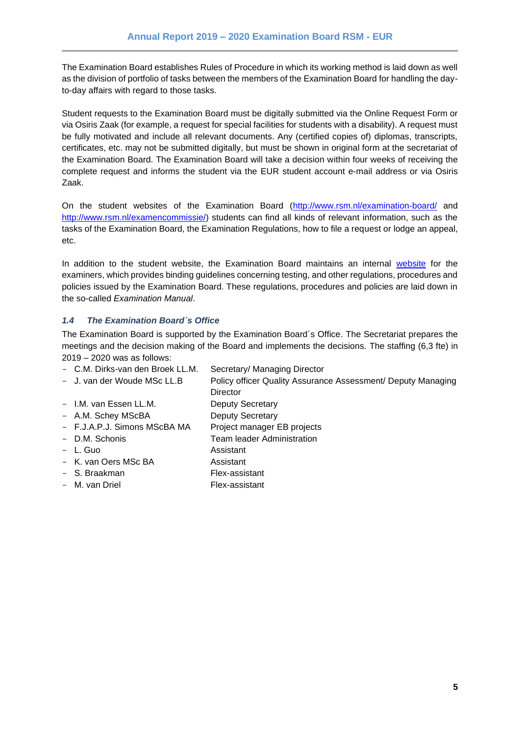The Examination Board establishes Rules of Procedure in which its working method is laid down as well as the division of portfolio of tasks between the members of the Examination Board for handling the day-to-day affairs with regard to those tasks.

Student requests to the Examination Board must be digitally submitted via the Online Request Form or via Osiris Zaak (for example, a request for special facilities for students with a disability). A request must be fully motivated and include all relevant documents. Any (certified copies of) diplomas, transcripts, certificates, etc. may not be submitted digitally, but must be shown in original form at the secretariat of the Examination Board. The Examination Board will take a decision within four weeks of receiving the complete request and informs the student via the EUR student account e-mail address or via Osiris Zaak.

On the student websites of the Examination Board (http://www.rsm.nl/examination-board/ and http://www.rsm.nl/examencommissie/) students can find all kinds of relevant information, such as the tasks of the Examination Board, the Examination Regulations, how to file a request or lodge an appeal, etc.

In addition to the student website, the Examination Board maintains an internal website for the examiners, which provides binding guidelines concerning testing, and other regulations, procedures and policies issued by the Examination Board. These regulations, procedures and policies are laid down in the so-called *Examination Manual*.

### *1.4 The Examination Board´s Office*

The Examination Board is supported by the Examination Board´s Office. The Secretariat prepares the meetings and the decision making of the Board and implements the decisions. The staffing (6,3 fte) in 2019 – 2020 was as follows:

- C.M. Dirks-van den Broek LL.M. — Secretary/ Managing Director
- J. van der Woude MSc LL.B — Policy officer Quality Assurance Assessment/ Deputy Managing Director
- I.M. van Essen LL.M. — Deputy Secretary
- A.M. Schey MScBA — Deputy Secretary
- F.J.A.P.J. Simons MScBA MA — Project manager EB projects
- D.M. Schonis — Team leader Administration
- L. Guo — Assistant
- K. van Oers MSc BA — Assistant
- S. Braakman — Flex-assistant
- M. van Driel — Flex-assistant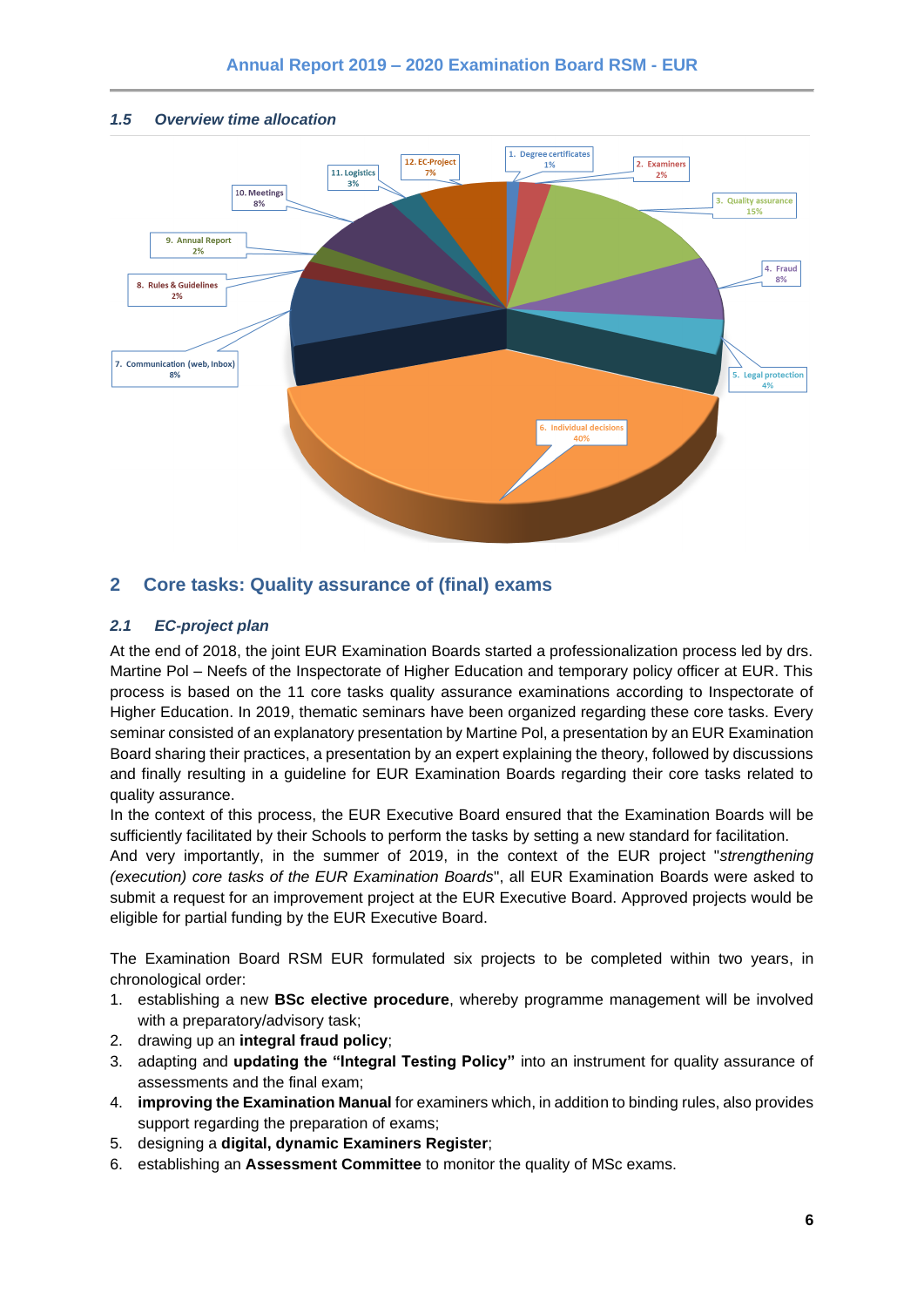### 1.5 Overview time allocation

1. Degree certificates 1%
2. Examiners 2%
3. Quality assurance 15%
4. Fraud 8%
5. Legal protection 4%
6. Individual decisions 40%
7. Communication (web, Inbox) 8%
8. Rules & Guidelines 2%
9. Annual Report 2%
10. Meetings 8%
11. Logistics 3%
12. EC-Project 7%

## 2 Core tasks: Quality assurance of (final) exams

### 2.1 EC-project plan

At the end of 2018, the joint EUR Examination Boards started a professionalization process led by drs. Martine Pol – Neefs of the Inspectorate of Higher Education and temporary policy officer at EUR. This process is based on the 11 core tasks quality assurance examinations according to Inspectorate of Higher Education. In 2019, thematic seminars have been organized regarding these core tasks. Every seminar consisted of an explanatory presentation by Martine Pol, a presentation by an EUR Examination Board sharing their practices, a presentation by an expert explaining the theory, followed by discussions and finally resulting in a guideline for EUR Examination Boards regarding their core tasks related to quality assurance.

In the context of this process, the EUR Executive Board ensured that the Examination Boards will be sufficiently facilitated by their Schools to perform the tasks by setting a new standard for facilitation.

And very importantly, in the summer of 2019, in the context of the EUR project "*strengthening (execution) core tasks of the EUR Examination Boards*", all EUR Examination Boards were asked to submit a request for an improvement project at the EUR Executive Board. Approved projects would be eligible for partial funding by the EUR Executive Board.

The Examination Board RSM EUR formulated six projects to be completed within two years, in chronological order:

1. establishing a new **BSc elective procedure**, whereby programme management will be involved with a preparatory/advisory task;
2. drawing up an **integral fraud policy**;
3. adapting and **updating the "Integral Testing Policy"** into an instrument for quality assurance of assessments and the final exam;
4. **improving the Examination Manual** for examiners which, in addition to binding rules, also provides support regarding the preparation of exams;
5. designing a **digital, dynamic Examiners Register**;
6. establishing an **Assessment Committee** to monitor the quality of MSc exams.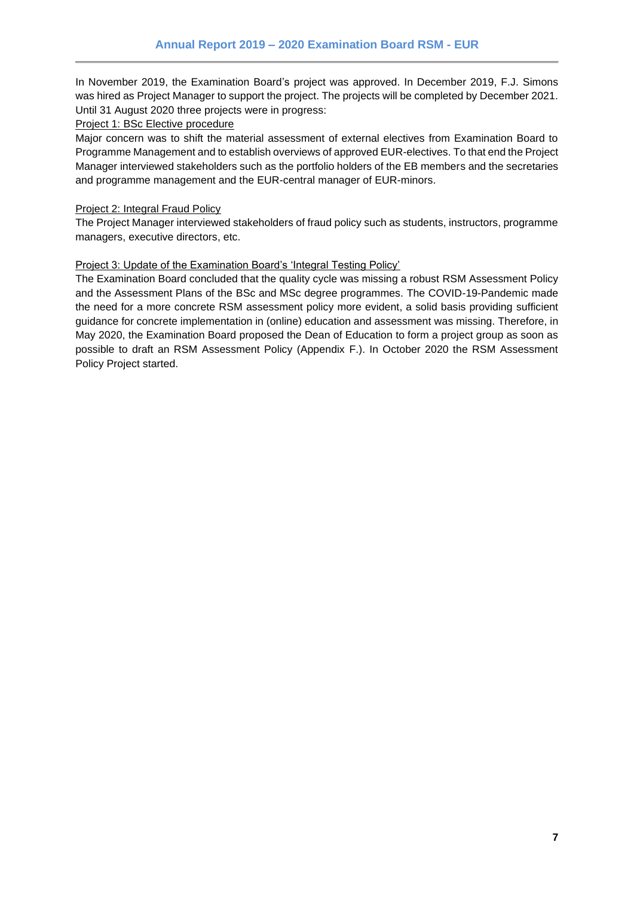In November 2019, the Examination Board's project was approved. In December 2019, F.J. Simons was hired as Project Manager to support the project. The projects will be completed by December 2021. Until 31 August 2020 three projects were in progress:

<u>Project 1: BSc Elective procedure</u>

Major concern was to shift the material assessment of external electives from Examination Board to Programme Management and to establish overviews of approved EUR-electives. To that end the Project Manager interviewed stakeholders such as the portfolio holders of the EB members and the secretaries and programme management and the EUR-central manager of EUR-minors.

<u>Project 2: Integral Fraud Policy</u>

The Project Manager interviewed stakeholders of fraud policy such as students, instructors, programme managers, executive directors, etc.

<u>Project 3: Update of the Examination Board's 'Integral Testing Policy'</u>

The Examination Board concluded that the quality cycle was missing a robust RSM Assessment Policy and the Assessment Plans of the BSc and MSc degree programmes. The COVID-19-Pandemic made the need for a more concrete RSM assessment policy more evident, a solid basis providing sufficient guidance for concrete implementation in (online) education and assessment was missing. Therefore, in May 2020, the Examination Board proposed the Dean of Education to form a project group as soon as possible to draft an RSM Assessment Policy (Appendix F.). In October 2020 the RSM Assessment Policy Project started.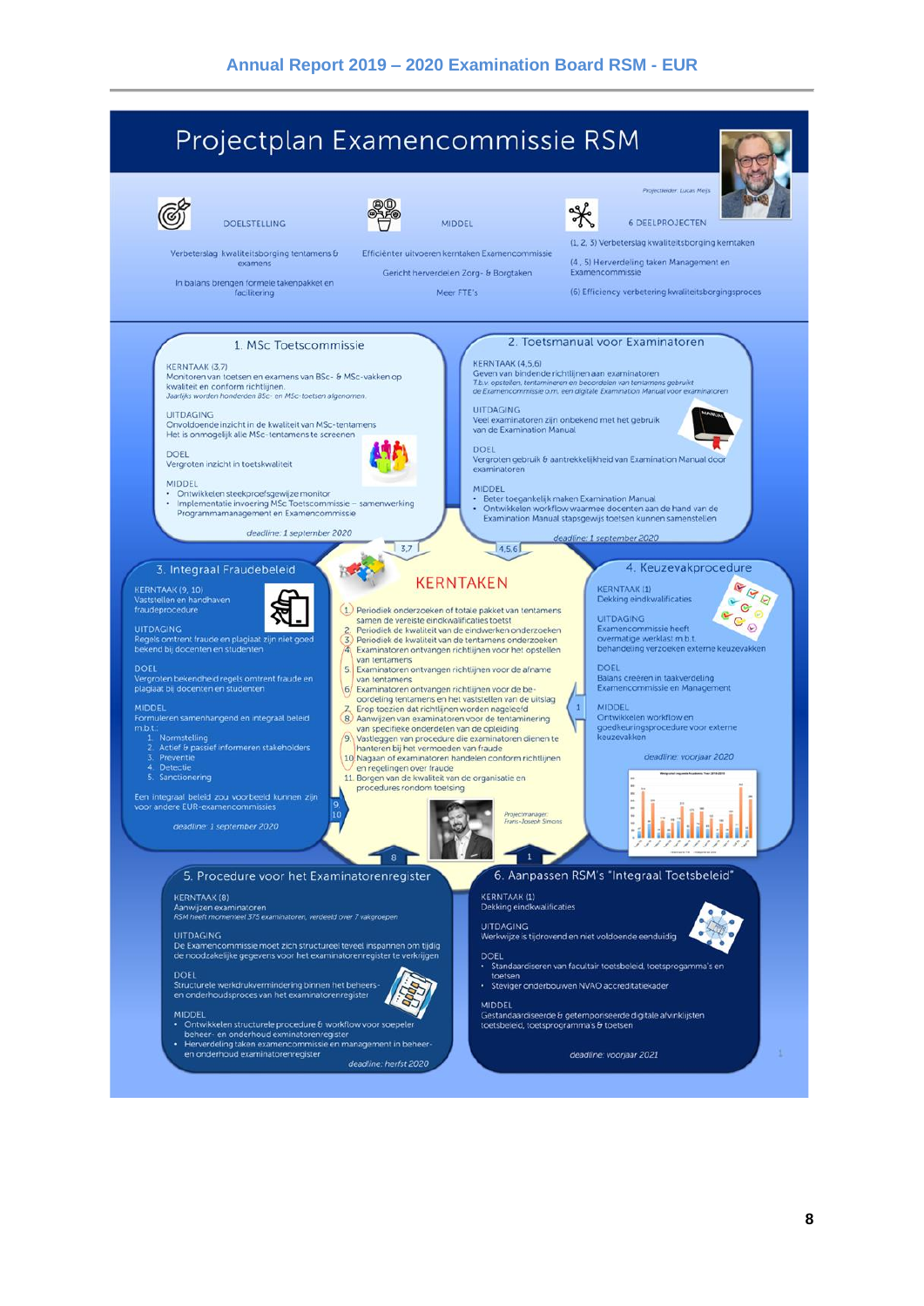# Projectplan Examencommissie RSM

*Projectleider: Lucas Meijs*

**DOELSTELLING**

Verbeterslag kwaliteitsborging tentamens & examens

In balans brengen formele takenpakket en facilitering

**MIDDEL**

Efficiënter uitvoeren kerntaken Examencommissie

Gericht herverdelen Zorg- & Borgtaken

Meer FTE's

**6 DEELPROJECTEN**

(1, 2, 3) Verbeterslag kwaliteitsborging kerntaken

(4, 5) Herverdeling taken Management en Examencommissie

(6) Efficiency verbetering kwaliteitsborgingsproces

## 1. MSc Toetscommissie

KERNTAAK (3,7)
Monitoren van toetsen en examens van BSc- & MSc-vakken op kwaliteit en conform richtlijnen.
*Jaarlijks worden honderden BSc- en MSc-toetsen afgenomen.*

UITDAGING
Onvoldoende inzicht in de kwaliteit van MSc-tentamens
Het is onmogelijk alle MSc-tentamens te screenen

DOEL
Vergroten inzicht in toetskwaliteit

MIDDEL
- Ontwikkelen steekproefsgewijze monitor
- Implementatie invoering MSc Toetscommissie – samenwerking Programmamanagement en Examencommissie

*deadline: 1 september 2020*

## 2. Toetsmanual voor Examinatoren

KERNTAAK (4,5,6)
Geven van bindende richtlijnen aan examinatoren
*T.b.v. opstellen, tentamineren en beoordelen van tentamens gebruikt de Examencommissie o.m. een digitale Examination Manual voor examinatoren*

UITDAGING
Veel examinatoren zijn onbekend met het gebruik van de Examination Manual

DOEL
Vergroten gebruik & aantrekkelijkheid van Examination Manual door examinatoren

MIDDEL
- Beter toegankelijk maken Examination Manual
- Ontwikkelen workflow waarmee docenten aan de hand van de Examination Manual stapsgewijs toetsen kunnen samenstellen

*deadline: 1 september 2020*

## KERNTAKEN

1. Periodiek onderzoeken of totale pakket van tentamens samen de vereiste eindkwalificaties toetst
2. Periodiek de kwaliteit van de eindwerken onderzoeken
3. Periodiek de kwaliteit van de tentamens onderzoeken
4. Examinatoren ontvangen richtlijnen voor het opstellen van tentamens
5. Examinatoren ontvangen richtlijnen voor de afname van tentamens
6. Examinatoren ontvangen richtlijnen voor de beoordeling tentamens en het vaststellen van de uitslag
7. Erop toezien dat richtlijnen worden nageleefd
8. Aanwijzen van examinatoren voor de tentaminering van specifieke onderdelen van de opleiding
9. Vastleggen van procedure die examinatoren dienen te hanteren bij het vermoeden van fraude
10. Nagaan of examinatoren handelen conform richtlijnen en regelingen over fraude
11. Borgen van de kwaliteit van de organisatie en procedures rondom toetsing

*Projectmanager: Frans-Joseph Simons*

## 3. Integraal Fraudebeleid

KERNTAAK (9, 10)
Vaststellen en handhaven frauderprocedure

UITDAGING
Regels omtrent fraude en plagiaat zijn niet goed bekend bij docenten en studenten

DOEL
Vergroten bekendheid regels omtrent fraude en plagiaat bij docenten en studenten

MIDDEL
Formuleren samenhangend en integraal beleid m.b.t.:
1. Normstelling
2. Actief & passief informeren stakeholders
3. Preventie
4. Detectie
5. Sanctionering

Een integraal beleid zou voorbeeld kunnen zijn voor andere EUR-examencommissies

*deadline: 1 september 2020*

## 4. Keuzevakprocedure

KERNTAAK (1)
Dekking eindkwalificaties

UITDAGING
Examencommissie heeft overmatige werklast m.b.t. behandeling verzoeken externe keuzevakken

DOEL
Balans creëren in taakverdeling Examencommissie en Management

MIDDEL
Ontwikkelen workflow en goedkeuringsprocedure voor externe keuzevakken

*deadline: voorjaar 2020*

## 5. Procedure voor het Examinatorenregister

KERNTAAK (8)
Aanwijzen examinatoren
*RSM heeft momenteel 375 examinatoren, verdeeld over 7 vakgroepen*

UITDAGING
De Examencommissie moet zich structureel teveel inspannen om tijdig de noodzakelijke gegevens voor het examinatorenregister te verkrijgen

DOEL
Structurele werkdrukvermindering binnen het beheers- en onderhoudsproces van het examinatorenregister

MIDDEL
- Ontwikkelen structurele procedure & workflow voor soepeler beheer- en onderhoud examinatorenregister
- Herverdeling taken examencommissie en management in beheer- en onderhoud examinatorenregister

*deadline: herfst 2020*

## 6. Aanpassen RSM's "Integraal Toetsbeleid"

KERNTAAK (1)
Dekking eindkwalificaties

UITDAGING
Werkwijze is tijdrovend en niet voldoende eenduidig

DOEL
- Standaardiseren van facultair toetsbeleid, toetsprogramma's en toetsen
- Steviger onderbouwen NVAO accreditatiekader

MIDDEL
Gestandaardiseerde & getemporiseerde digitale afvinklijsten toetsbeleid, toetsprogramma's & toetsen

*deadline: voorjaar 2021*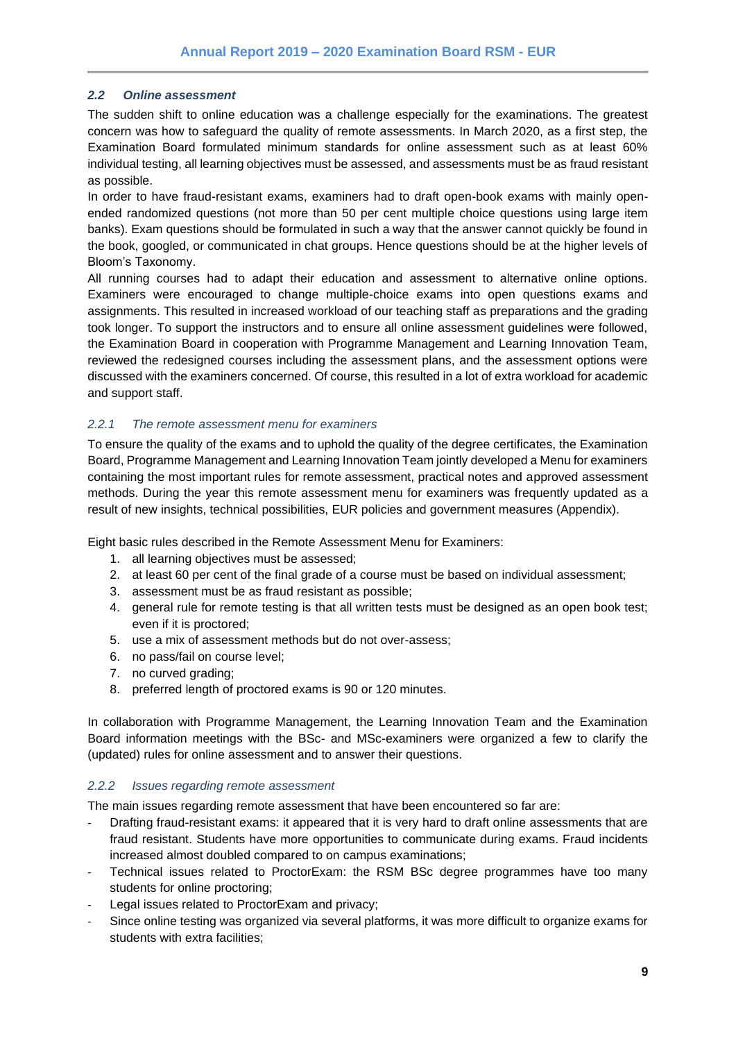### *2.2 Online assessment*

The sudden shift to online education was a challenge especially for the examinations. The greatest concern was how to safeguard the quality of remote assessments. In March 2020, as a first step, the Examination Board formulated minimum standards for online assessment such as at least 60% individual testing, all learning objectives must be assessed, and assessments must be as fraud resistant as possible.

In order to have fraud-resistant exams, examiners had to draft open-book exams with mainly open-ended randomized questions (not more than 50 per cent multiple choice questions using large item banks). Exam questions should be formulated in such a way that the answer cannot quickly be found in the book, googled, or communicated in chat groups. Hence questions should be at the higher levels of Bloom's Taxonomy.

All running courses had to adapt their education and assessment to alternative online options. Examiners were encouraged to change multiple-choice exams into open questions exams and assignments. This resulted in increased workload of our teaching staff as preparations and the grading took longer. To support the instructors and to ensure all online assessment guidelines were followed, the Examination Board in cooperation with Programme Management and Learning Innovation Team, reviewed the redesigned courses including the assessment plans, and the assessment options were discussed with the examiners concerned. Of course, this resulted in a lot of extra workload for academic and support staff.

#### *2.2.1 The remote assessment menu for examiners*

To ensure the quality of the exams and to uphold the quality of the degree certificates, the Examination Board, Programme Management and Learning Innovation Team jointly developed a Menu for examiners containing the most important rules for remote assessment, practical notes and approved assessment methods. During the year this remote assessment menu for examiners was frequently updated as a result of new insights, technical possibilities, EUR policies and government measures (Appendix).

Eight basic rules described in the Remote Assessment Menu for Examiners:

1. all learning objectives must be assessed;
2. at least 60 per cent of the final grade of a course must be based on individual assessment;
3. assessment must be as fraud resistant as possible;
4. general rule for remote testing is that all written tests must be designed as an open book test; even if it is proctored;
5. use a mix of assessment methods but do not over-assess;
6. no pass/fail on course level;
7. no curved grading;
8. preferred length of proctored exams is 90 or 120 minutes.

In collaboration with Programme Management, the Learning Innovation Team and the Examination Board information meetings with the BSc- and MSc-examiners were organized a few to clarify the (updated) rules for online assessment and to answer their questions.

#### *2.2.2 Issues regarding remote assessment*

The main issues regarding remote assessment that have been encountered so far are:

- Drafting fraud-resistant exams: it appeared that it is very hard to draft online assessments that are fraud resistant. Students have more opportunities to communicate during exams. Fraud incidents increased almost doubled compared to on campus examinations;
- Technical issues related to ProctorExam: the RSM BSc degree programmes have too many students for online proctoring;
- Legal issues related to ProctorExam and privacy;
- Since online testing was organized via several platforms, it was more difficult to organize exams for students with extra facilities;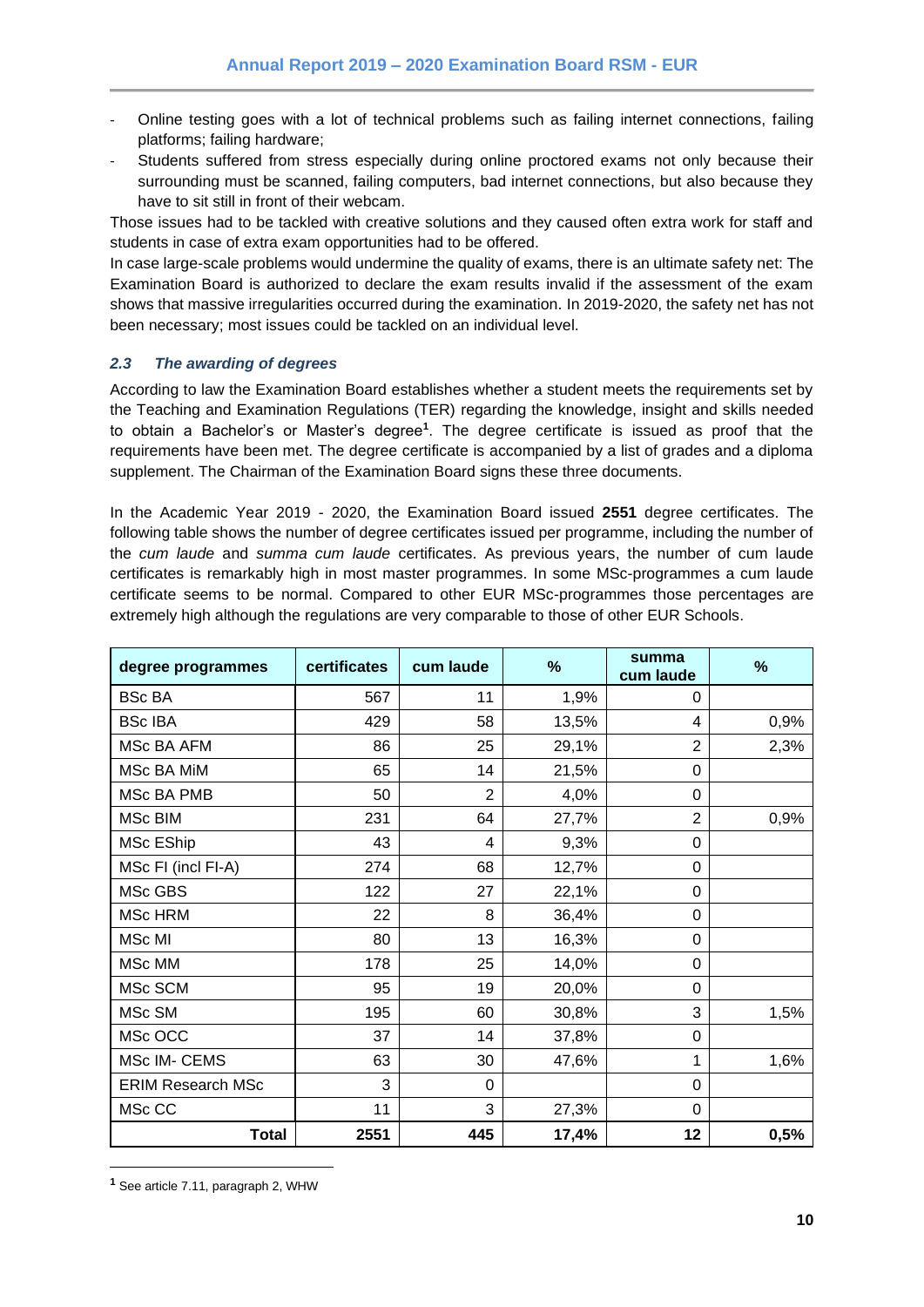- Online testing goes with a lot of technical problems such as failing internet connections, failing platforms; failing hardware;
- Students suffered from stress especially during online proctored exams not only because their surrounding must be scanned, failing computers, bad internet connections, but also because they have to sit still in front of their webcam.

Those issues had to be tackled with creative solutions and they caused often extra work for staff and students in case of extra exam opportunities had to be offered.

In case large-scale problems would undermine the quality of exams, there is an ultimate safety net: The Examination Board is authorized to declare the exam results invalid if the assessment of the exam shows that massive irregularities occurred during the examination. In 2019-2020, the safety net has not been necessary; most issues could be tackled on an individual level.

### *2.3 The awarding of degrees*

According to law the Examination Board establishes whether a student meets the requirements set by the Teaching and Examination Regulations (TER) regarding the knowledge, insight and skills needed to obtain a Bachelor's or Master's degree[1]. The degree certificate is issued as proof that the requirements have been met. The degree certificate is accompanied by a list of grades and a diploma supplement. The Chairman of the Examination Board signs these three documents.

In the Academic Year 2019 - 2020, the Examination Board issued **2551** degree certificates. The following table shows the number of degree certificates issued per programme, including the number of the *cum laude* and *summa cum laude* certificates. As previous years, the number of cum laude certificates is remarkably high in most master programmes. In some MSc-programmes a cum laude certificate seems to be normal. Compared to other EUR MSc-programmes those percentages are extremely high although the regulations are very comparable to those of other EUR Schools.

| degree programmes | certificates | cum laude | % | summa cum laude | % |
|---|---|---|---|---|---|
| BSc BA | 567 | 11 | 1,9% | 0 | |
| BSc IBA | 429 | 58 | 13,5% | 4 | 0,9% |
| MSc BA AFM | 86 | 25 | 29,1% | 2 | 2,3% |
| MSc BA MiM | 65 | 14 | 21,5% | 0 | |
| MSc BA PMB | 50 | 2 | 4,0% | 0 | |
| MSc BIM | 231 | 64 | 27,7% | 2 | 0,9% |
| MSc EShip | 43 | 4 | 9,3% | 0 | |
| MSc FI (incl FI-A) | 274 | 68 | 12,7% | 0 | |
| MSc GBS | 122 | 27 | 22,1% | 0 | |
| MSc HRM | 22 | 8 | 36,4% | 0 | |
| MSc MI | 80 | 13 | 16,3% | 0 | |
| MSc MM | 178 | 25 | 14,0% | 0 | |
| MSc SCM | 95 | 19 | 20,0% | 0 | |
| MSc SM | 195 | 60 | 30,8% | 3 | 1,5% |
| MSc OCC | 37 | 14 | 37,8% | 0 | |
| MSc IM- CEMS | 63 | 30 | 47,6% | 1 | 1,6% |
| ERIM Research MSc | 3 | 0 | | 0 | |
| MSc CC | 11 | 3 | 27,3% | 0 | |
| **Total** | **2551** | **445** | **17,4%** | **12** | **0,5%** |

[1] See article 7.11, paragraph 2, WHW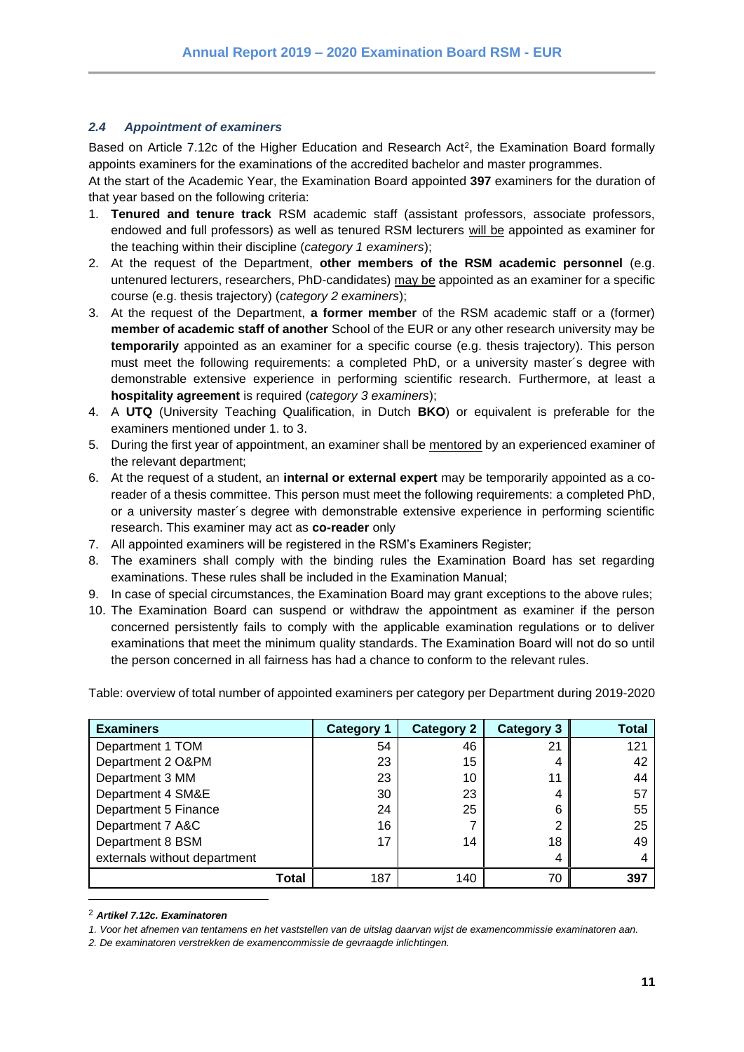### *2.4 Appointment of examiners*

Based on Article 7.12c of the Higher Education and Research Act[2], the Examination Board formally appoints examiners for the examinations of the accredited bachelor and master programmes.

At the start of the Academic Year, the Examination Board appointed **397** examiners for the duration of that year based on the following criteria:

1. **Tenured and tenure track** RSM academic staff (assistant professors, associate professors, endowed and full professors) as well as tenured RSM lecturers will be appointed as examiner for the teaching within their discipline (*category 1 examiners*);
2. At the request of the Department, **other members of the RSM academic personnel** (e.g. untenured lecturers, researchers, PhD-candidates) may be appointed as an examiner for a specific course (e.g. thesis trajectory) (*category 2 examiners*);
3. At the request of the Department, **a former member** of the RSM academic staff or a (former) **member of academic staff of another** School of the EUR or any other research university may be **temporarily** appointed as an examiner for a specific course (e.g. thesis trajectory). This person must meet the following requirements: a completed PhD, or a university master´s degree with demonstrable extensive experience in performing scientific research. Furthermore, at least a **hospitality agreement** is required (*category 3 examiners*);
4. A **UTQ** (University Teaching Qualification, in Dutch **BKO**) or equivalent is preferable for the examiners mentioned under 1. to 3.
5. During the first year of appointment, an examiner shall be mentored by an experienced examiner of the relevant department;
6. At the request of a student, an **internal or external expert** may be temporarily appointed as a co-reader of a thesis committee. This person must meet the following requirements: a completed PhD, or a university master´s degree with demonstrable extensive experience in performing scientific research. This examiner may act as **co-reader** only
7. All appointed examiners will be registered in the RSM's Examiners Register;
8. The examiners shall comply with the binding rules the Examination Board has set regarding examinations. These rules shall be included in the Examination Manual;
9. In case of special circumstances, the Examination Board may grant exceptions to the above rules;
10. The Examination Board can suspend or withdraw the appointment as examiner if the person concerned persistently fails to comply with the applicable examination regulations or to deliver examinations that meet the minimum quality standards. The Examination Board will not do so until the person concerned in all fairness has had a chance to conform to the relevant rules.

Table: overview of total number of appointed examiners per category per Department during 2019-2020

| Examiners | Category 1 | Category 2 | Category 3 | Total |
|---|---|---|---|---|
| Department 1 TOM | 54 | 46 | 21 | 121 |
| Department 2 O&PM | 23 | 15 | 4 | 42 |
| Department 3 MM | 23 | 10 | 11 | 44 |
| Department 4 SM&E | 30 | 23 | 4 | 57 |
| Department 5 Finance | 24 | 25 | 6 | 55 |
| Department 7 A&C | 16 | 7 | 2 | 25 |
| Department 8 BSM | 17 | 14 | 18 | 49 |
| externals without department | | | 4 | 4 |
| **Total** | 187 | 140 | 70 | **397** |

[2] ***Artikel 7.12c. Examinatoren***

*1. Voor het afnemen van tentamens en het vaststellen van de uitslag daarvan wijst de examencommissie examinatoren aan.*

*2. De examinatoren verstrekken de examencommissie de gevraagde inlichtingen.*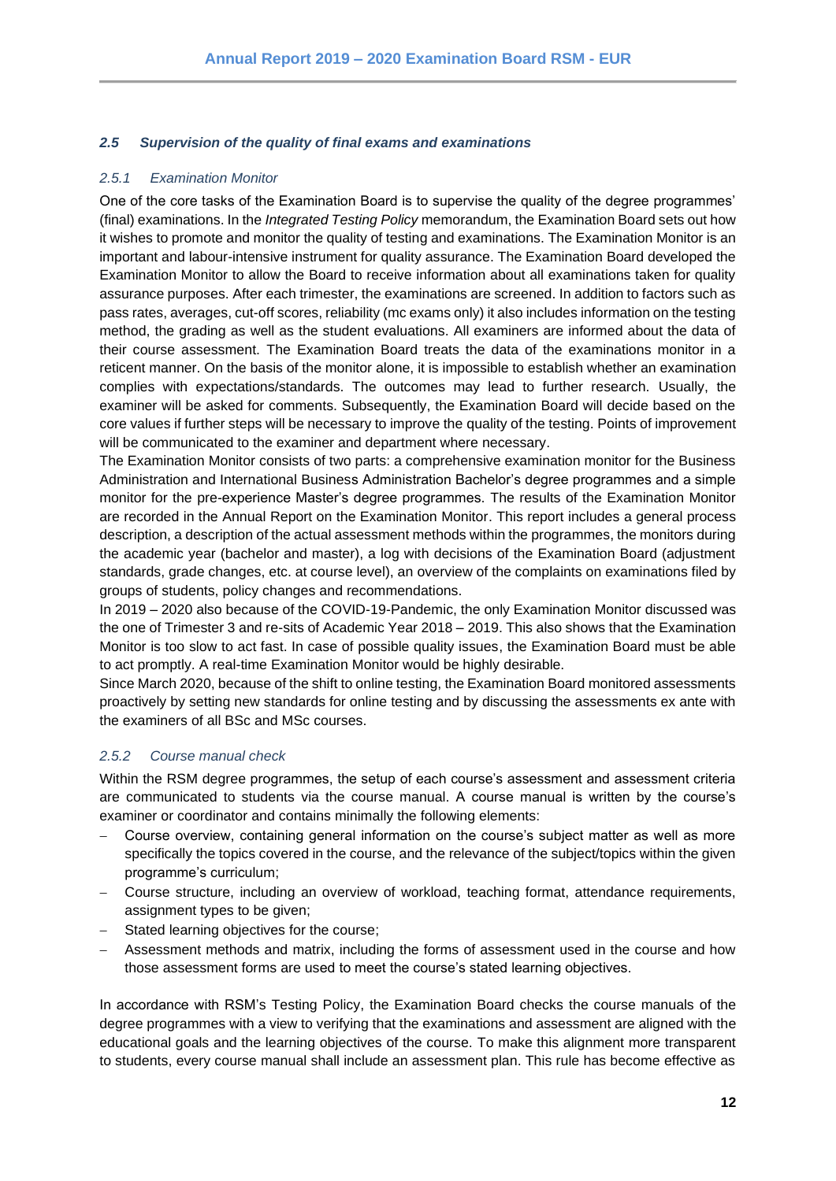### *2.5 Supervision of the quality of final exams and examinations*

#### *2.5.1 Examination Monitor*

One of the core tasks of the Examination Board is to supervise the quality of the degree programmes' (final) examinations. In the *Integrated Testing Policy* memorandum, the Examination Board sets out how it wishes to promote and monitor the quality of testing and examinations. The Examination Monitor is an important and labour-intensive instrument for quality assurance. The Examination Board developed the Examination Monitor to allow the Board to receive information about all examinations taken for quality assurance purposes. After each trimester, the examinations are screened. In addition to factors such as pass rates, averages, cut-off scores, reliability (mc exams only) it also includes information on the testing method, the grading as well as the student evaluations. All examiners are informed about the data of their course assessment. The Examination Board treats the data of the examinations monitor in a reticent manner. On the basis of the monitor alone, it is impossible to establish whether an examination complies with expectations/standards. The outcomes may lead to further research. Usually, the examiner will be asked for comments. Subsequently, the Examination Board will decide based on the core values if further steps will be necessary to improve the quality of the testing. Points of improvement will be communicated to the examiner and department where necessary.

The Examination Monitor consists of two parts: a comprehensive examination monitor for the Business Administration and International Business Administration Bachelor's degree programmes and a simple monitor for the pre-experience Master's degree programmes. The results of the Examination Monitor are recorded in the Annual Report on the Examination Monitor. This report includes a general process description, a description of the actual assessment methods within the programmes, the monitors during the academic year (bachelor and master), a log with decisions of the Examination Board (adjustment standards, grade changes, etc. at course level), an overview of the complaints on examinations filed by groups of students, policy changes and recommendations.

In 2019 – 2020 also because of the COVID-19-Pandemic, the only Examination Monitor discussed was the one of Trimester 3 and re-sits of Academic Year 2018 – 2019. This also shows that the Examination Monitor is too slow to act fast. In case of possible quality issues, the Examination Board must be able to act promptly. A real-time Examination Monitor would be highly desirable.

Since March 2020, because of the shift to online testing, the Examination Board monitored assessments proactively by setting new standards for online testing and by discussing the assessments ex ante with the examiners of all BSc and MSc courses.

#### *2.5.2 Course manual check*

Within the RSM degree programmes, the setup of each course's assessment and assessment criteria are communicated to students via the course manual. A course manual is written by the course's examiner or coordinator and contains minimally the following elements:

- Course overview, containing general information on the course's subject matter as well as more specifically the topics covered in the course, and the relevance of the subject/topics within the given programme's curriculum;
- Course structure, including an overview of workload, teaching format, attendance requirements, assignment types to be given;
- Stated learning objectives for the course;
- Assessment methods and matrix, including the forms of assessment used in the course and how those assessment forms are used to meet the course's stated learning objectives.

In accordance with RSM's Testing Policy, the Examination Board checks the course manuals of the degree programmes with a view to verifying that the examinations and assessment are aligned with the educational goals and the learning objectives of the course. To make this alignment more transparent to students, every course manual shall include an assessment plan. This rule has become effective as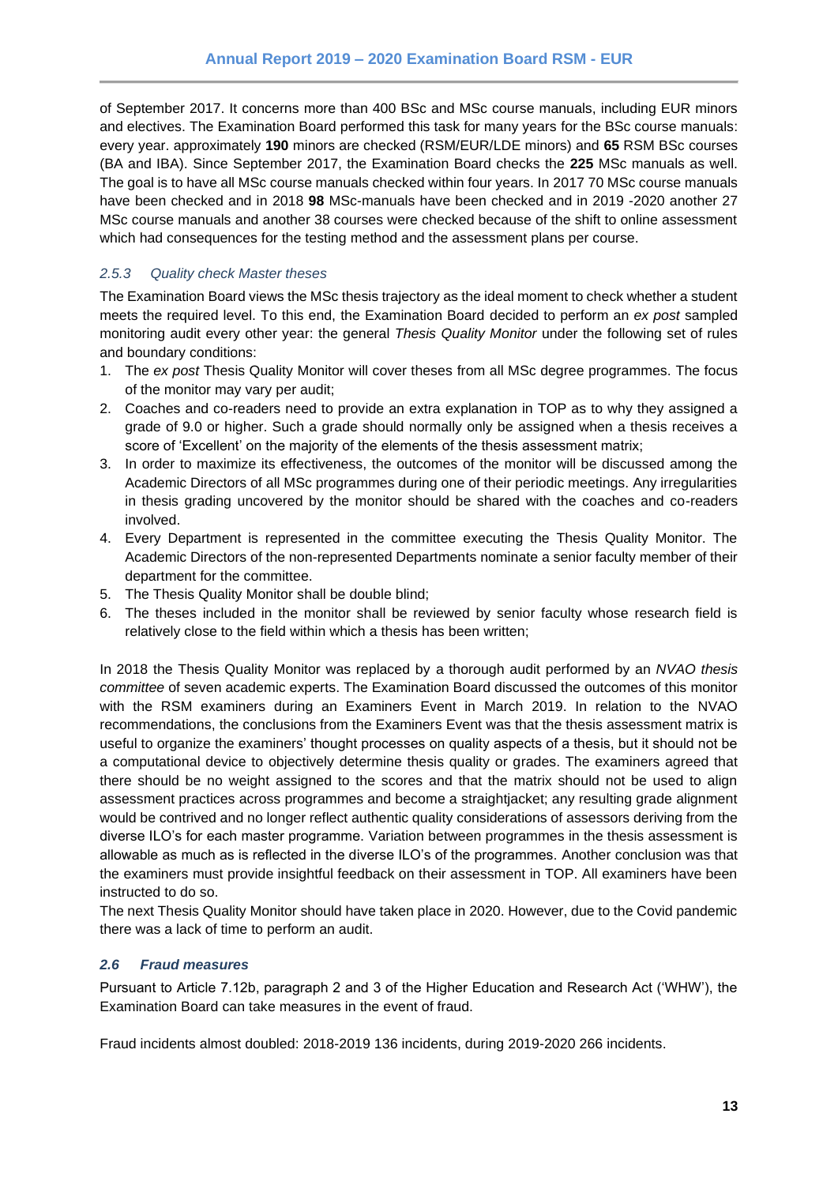of September 2017. It concerns more than 400 BSc and MSc course manuals, including EUR minors and electives. The Examination Board performed this task for many years for the BSc course manuals: every year. approximately **190** minors are checked (RSM/EUR/LDE minors) and **65** RSM BSc courses (BA and IBA). Since September 2017, the Examination Board checks the **225** MSc manuals as well. The goal is to have all MSc course manuals checked within four years. In 2017 70 MSc course manuals have been checked and in 2018 **98** MSc-manuals have been checked and in 2019 -2020 another 27 MSc course manuals and another 38 courses were checked because of the shift to online assessment which had consequences for the testing method and the assessment plans per course.

### *2.5.3 Quality check Master theses*

The Examination Board views the MSc thesis trajectory as the ideal moment to check whether a student meets the required level. To this end, the Examination Board decided to perform an *ex post* sampled monitoring audit every other year: the general *Thesis Quality Monitor* under the following set of rules and boundary conditions:

1. The *ex post* Thesis Quality Monitor will cover theses from all MSc degree programmes. The focus of the monitor may vary per audit;
2. Coaches and co-readers need to provide an extra explanation in TOP as to why they assigned a grade of 9.0 or higher. Such a grade should normally only be assigned when a thesis receives a score of 'Excellent' on the majority of the elements of the thesis assessment matrix;
3. In order to maximize its effectiveness, the outcomes of the monitor will be discussed among the Academic Directors of all MSc programmes during one of their periodic meetings. Any irregularities in thesis grading uncovered by the monitor should be shared with the coaches and co-readers involved.
4. Every Department is represented in the committee executing the Thesis Quality Monitor. The Academic Directors of the non-represented Departments nominate a senior faculty member of their department for the committee.
5. The Thesis Quality Monitor shall be double blind;
6. The theses included in the monitor shall be reviewed by senior faculty whose research field is relatively close to the field within which a thesis has been written;

In 2018 the Thesis Quality Monitor was replaced by a thorough audit performed by an *NVAO thesis committee* of seven academic experts. The Examination Board discussed the outcomes of this monitor with the RSM examiners during an Examiners Event in March 2019. In relation to the NVAO recommendations, the conclusions from the Examiners Event was that the thesis assessment matrix is useful to organize the examiners' thought processes on quality aspects of a thesis, but it should not be a computational device to objectively determine thesis quality or grades. The examiners agreed that there should be no weight assigned to the scores and that the matrix should not be used to align assessment practices across programmes and become a straightjacket; any resulting grade alignment would be contrived and no longer reflect authentic quality considerations of assessors deriving from the diverse ILO's for each master programme. Variation between programmes in the thesis assessment is allowable as much as is reflected in the diverse ILO's of the programmes. Another conclusion was that the examiners must provide insightful feedback on their assessment in TOP. All examiners have been instructed to do so.
The next Thesis Quality Monitor should have taken place in 2020. However, due to the Covid pandemic there was a lack of time to perform an audit.

## *2.6 Fraud measures*

Pursuant to Article 7.12b, paragraph 2 and 3 of the Higher Education and Research Act ('WHW'), the Examination Board can take measures in the event of fraud.

Fraud incidents almost doubled: 2018-2019 136 incidents, during 2019-2020 266 incidents.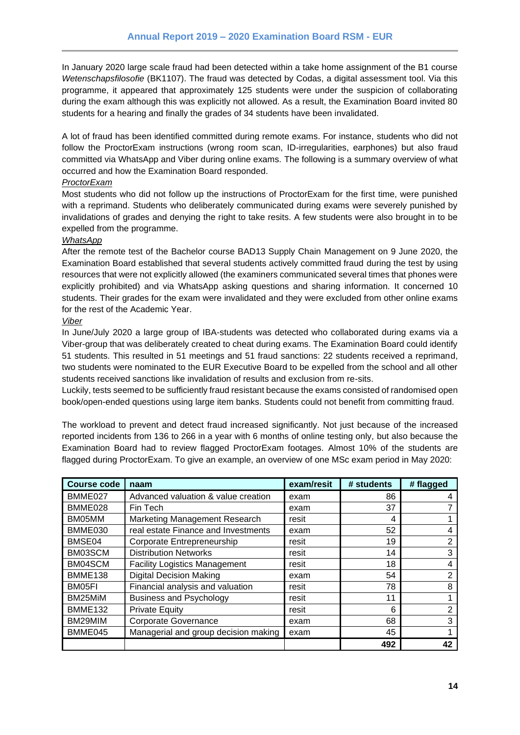In January 2020 large scale fraud had been detected within a take home assignment of the B1 course *Wetenschapsfilosofie* (BK1107). The fraud was detected by Codas, a digital assessment tool. Via this programme, it appeared that approximately 125 students were under the suspicion of collaborating during the exam although this was explicitly not allowed. As a result, the Examination Board invited 80 students for a hearing and finally the grades of 34 students have been invalidated.

A lot of fraud has been identified committed during remote exams. For instance, students who did not follow the ProctorExam instructions (wrong room scan, ID-irregularities, earphones) but also fraud committed via WhatsApp and Viber during online exams. The following is a summary overview of what occurred and how the Examination Board responded.

<u>ProctorExam</u>

Most students who did not follow up the instructions of ProctorExam for the first time, were punished with a reprimand. Students who deliberately communicated during exams were severely punished by invalidations of grades and denying the right to take resits. A few students were also brought in to be expelled from the programme.

<u>WhatsApp</u>

After the remote test of the Bachelor course BAD13 Supply Chain Management on 9 June 2020, the Examination Board established that several students actively committed fraud during the test by using resources that were not explicitly allowed (the examiners communicated several times that phones were explicitly prohibited) and via WhatsApp asking questions and sharing information. It concerned 10 students. Their grades for the exam were invalidated and they were excluded from other online exams for the rest of the Academic Year.

<u>Viber</u>

In June/July 2020 a large group of IBA-students was detected who collaborated during exams via a Viber-group that was deliberately created to cheat during exams. The Examination Board could identify 51 students. This resulted in 51 meetings and 51 fraud sanctions: 22 students received a reprimand, two students were nominated to the EUR Executive Board to be expelled from the school and all other students received sanctions like invalidation of results and exclusion from re-sits.

Luckily, tests seemed to be sufficiently fraud resistant because the exams consisted of randomised open book/open-ended questions using large item banks. Students could not benefit from committing fraud.

The workload to prevent and detect fraud increased significantly. Not just because of the increased reported incidents from 136 to 266 in a year with 6 months of online testing only, but also because the Examination Board had to review flagged ProctorExam footages. Almost 10% of the students are flagged during ProctorExam. To give an example, an overview of one MSc exam period in May 2020:

| Course code | naam | exam/resit | # students | # flagged |
|---|---|---|---|---|
| BMME027 | Advanced valuation & value creation | exam | 86 | 4 |
| BMME028 | Fin Tech | exam | 37 | 7 |
| BM05MM | Marketing Management Research | resit | 4 | 1 |
| BMME030 | real estate Finance and Investments | exam | 52 | 4 |
| BMSE04 | Corporate Entrepreneurship | resit | 19 | 2 |
| BM03SCM | Distribution Networks | resit | 14 | 3 |
| BM04SCM | Facility Logistics Management | resit | 18 | 4 |
| BMME138 | Digital Decision Making | exam | 54 | 2 |
| BM05FI | Financial analysis and valuation | resit | 78 | 8 |
| BM25MiM | Business and Psychology | resit | 11 | 1 |
| BMME132 | Private Equity | resit | 6 | 2 |
| BM29MIM | Corporate Governance | exam | 68 | 3 |
| BMME045 | Managerial and group decision making | exam | 45 | 1 |
| | | | **492** | **42** |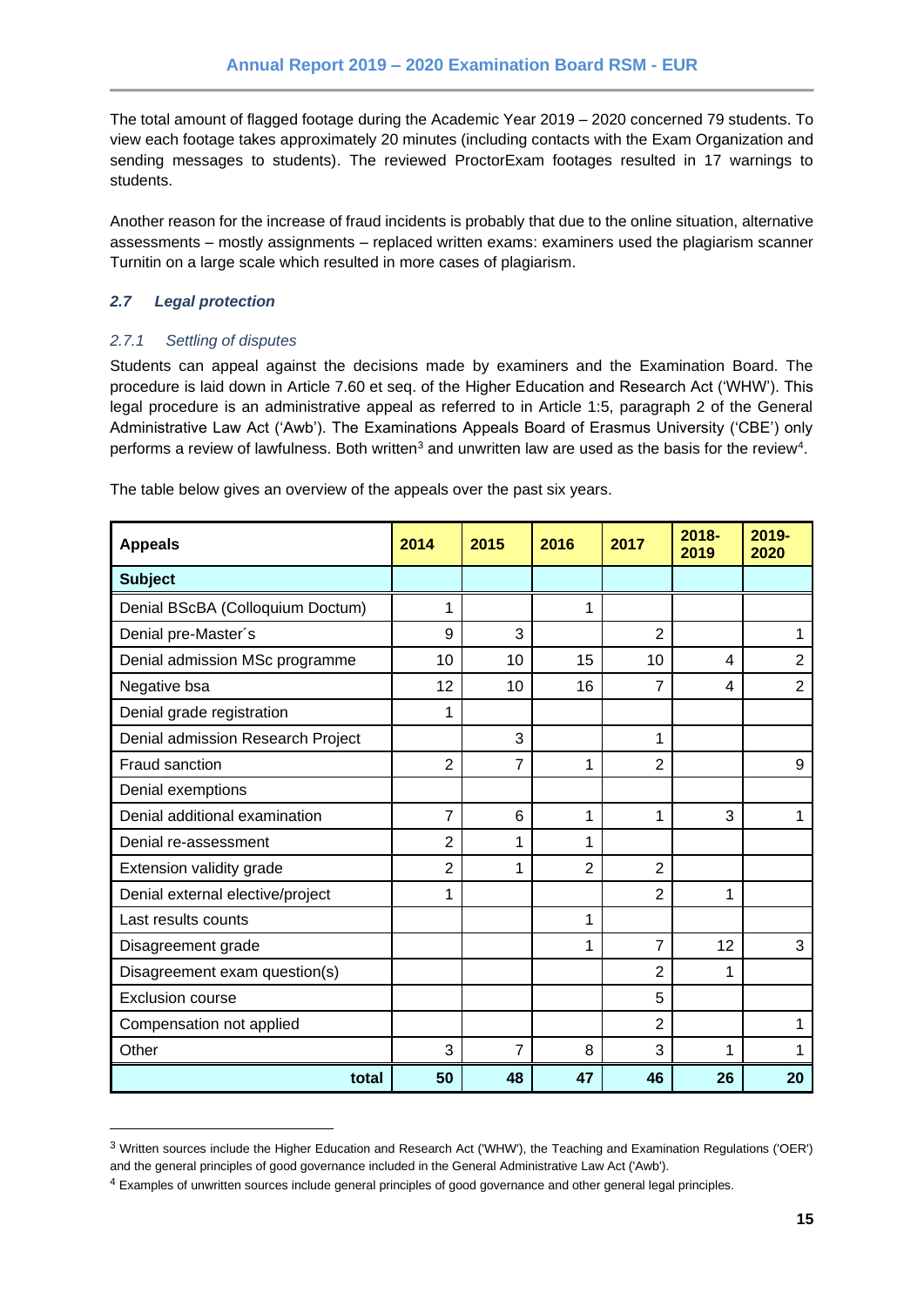The total amount of flagged footage during the Academic Year 2019 – 2020 concerned 79 students. To view each footage takes approximately 20 minutes (including contacts with the Exam Organization and sending messages to students). The reviewed ProctorExam footages resulted in 17 warnings to students.

Another reason for the increase of fraud incidents is probably that due to the online situation, alternative assessments – mostly assignments – replaced written exams: examiners used the plagiarism scanner Turnitin on a large scale which resulted in more cases of plagiarism.

### *2.7 Legal protection*

#### *2.7.1 Settling of disputes*

Students can appeal against the decisions made by examiners and the Examination Board. The procedure is laid down in Article 7.60 et seq. of the Higher Education and Research Act ('WHW'). This legal procedure is an administrative appeal as referred to in Article 1:5, paragraph 2 of the General Administrative Law Act ('Awb'). The Examinations Appeals Board of Erasmus University ('CBE') only performs a review of lawfulness. Both written[3] and unwritten law are used as the basis for the review[4].

The table below gives an overview of the appeals over the past six years.

| Appeals | 2014 | 2015 | 2016 | 2017 | 2018-2019 | 2019-2020 |
|---|---|---|---|---|---|---|
| **Subject** | | | | | | |
| Denial BScBA (Colloquium Doctum) | 1 | | 1 | | | |
| Denial pre-Master´s | 9 | 3 | | 2 | | 1 |
| Denial admission MSc programme | 10 | 10 | 15 | 10 | 4 | 2 |
| Negative bsa | 12 | 10 | 16 | 7 | 4 | 2 |
| Denial grade registration | 1 | | | | | |
| Denial admission Research Project | | 3 | | 1 | | |
| Fraud sanction | 2 | 7 | 1 | 2 | | 9 |
| Denial exemptions | | | | | | |
| Denial additional examination | 7 | 6 | 1 | 1 | 3 | 1 |
| Denial re-assessment | 2 | 1 | 1 | | | |
| Extension validity grade | 2 | 1 | 2 | 2 | | |
| Denial external elective/project | 1 | | | 2 | 1 | |
| Last results counts | | | 1 | | | |
| Disagreement grade | | | 1 | 7 | 12 | 3 |
| Disagreement exam question(s) | | | | 2 | 1 | |
| Exclusion course | | | | 5 | | |
| Compensation not applied | | | | 2 | | 1 |
| Other | 3 | 7 | 8 | 3 | 1 | 1 |
| **total** | **50** | **48** | **47** | **46** | **26** | **20** |

[3] Written sources include the Higher Education and Research Act ('WHW'), the Teaching and Examination Regulations ('OER') and the general principles of good governance included in the General Administrative Law Act ('Awb').

[4] Examples of unwritten sources include general principles of good governance and other general legal principles.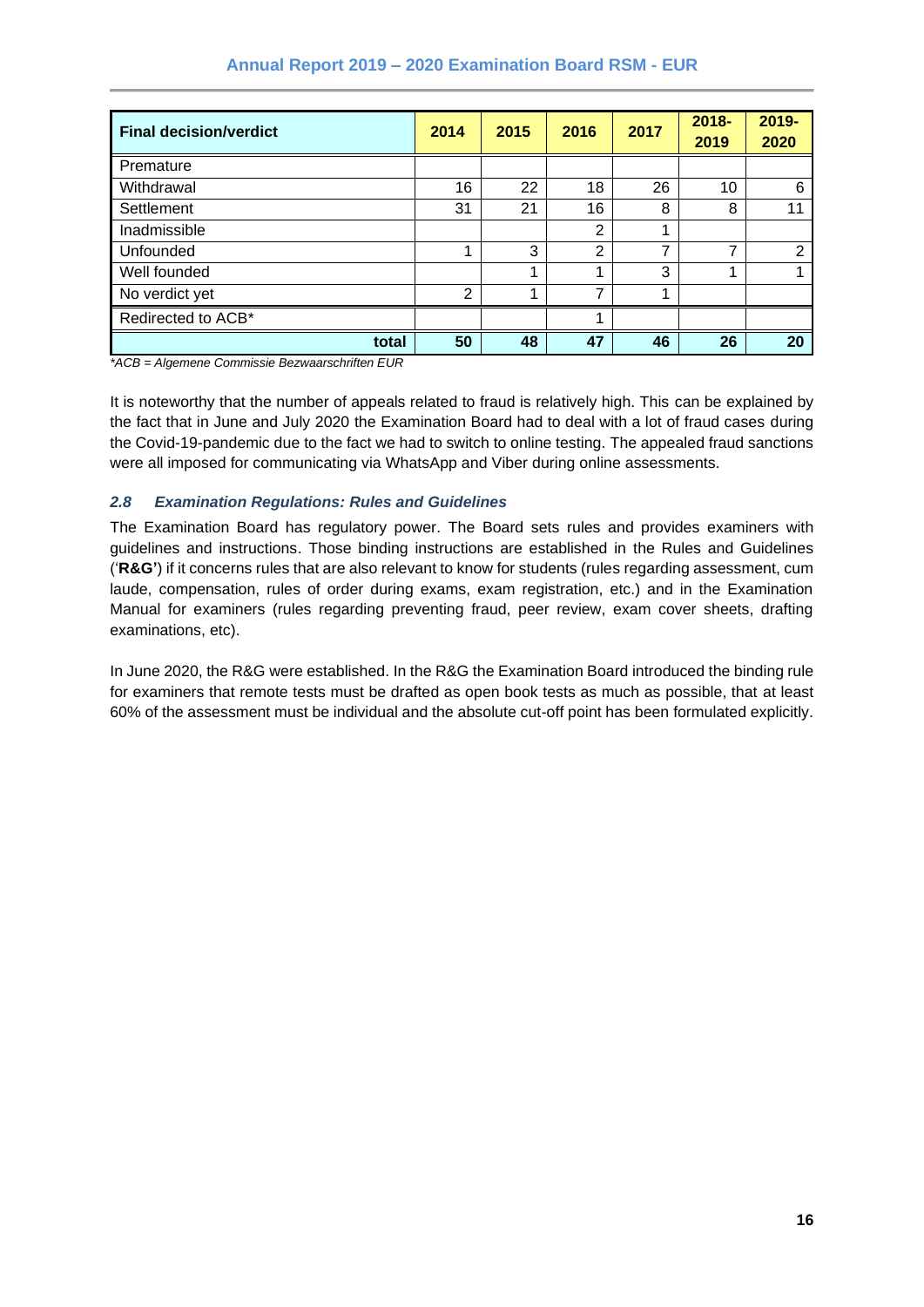| Final decision/verdict | 2014 | 2015 | 2016 | 2017 | 2018-2019 | 2019-2020 |
|---|---|---|---|---|---|---|
| Premature | | | | | | |
| Withdrawal | 16 | 22 | 18 | 26 | 10 | 6 |
| Settlement | 31 | 21 | 16 | 8 | 8 | 11 |
| Inadmissible | | | 2 | 1 | | |
| Unfounded | 1 | 3 | 2 | 7 | 7 | 2 |
| Well founded | | 1 | 1 | 3 | 1 | 1 |
| No verdict yet | 2 | 1 | 7 | 1 | | |
| Redirected to ACB* | | | 1 | | | |
| **total** | **50** | **48** | **47** | **46** | **26** | **20** |

*\*ACB = Algemene Commissie Bezwaarschriften EUR*

It is noteworthy that the number of appeals related to fraud is relatively high. This can be explained by the fact that in June and July 2020 the Examination Board had to deal with a lot of fraud cases during the Covid-19-pandemic due to the fact we had to switch to online testing. The appealed fraud sanctions were all imposed for communicating via WhatsApp and Viber during online assessments.

### *2.8 Examination Regulations: Rules and Guidelines*

The Examination Board has regulatory power. The Board sets rules and provides examiners with guidelines and instructions. Those binding instructions are established in the Rules and Guidelines ('**R&G'**) if it concerns rules that are also relevant to know for students (rules regarding assessment, cum laude, compensation, rules of order during exams, exam registration, etc.) and in the Examination Manual for examiners (rules regarding preventing fraud, peer review, exam cover sheets, drafting examinations, etc).

In June 2020, the R&G were established. In the R&G the Examination Board introduced the binding rule for examiners that remote tests must be drafted as open book tests as much as possible, that at least 60% of the assessment must be individual and the absolute cut-off point has been formulated explicitly.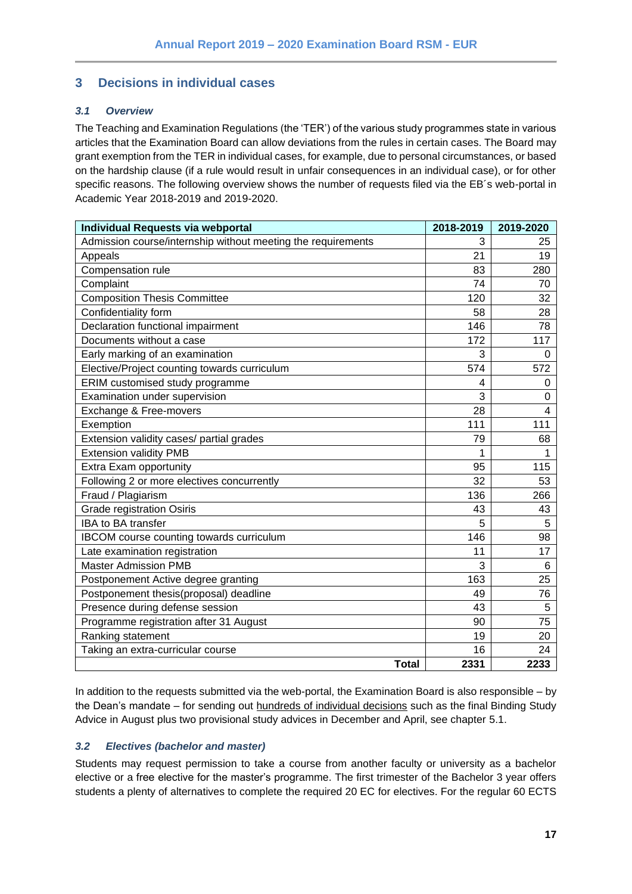## 3 Decisions in individual cases

### 3.1 Overview

The Teaching and Examination Regulations (the 'TER') of the various study programmes state in various articles that the Examination Board can allow deviations from the rules in certain cases. The Board may grant exemption from the TER in individual cases, for example, due to personal circumstances, or based on the hardship clause (if a rule would result in unfair consequences in an individual case), or for other specific reasons. The following overview shows the number of requests filed via the EB´s web-portal in Academic Year 2018-2019 and 2019-2020.

| Individual Requests via webportal | 2018-2019 | 2019-2020 |
|---|---|---|
| Admission course/internship without meeting the requirements | 3 | 25 |
| Appeals | 21 | 19 |
| Compensation rule | 83 | 280 |
| Complaint | 74 | 70 |
| Composition Thesis Committee | 120 | 32 |
| Confidentiality form | 58 | 28 |
| Declaration functional impairment | 146 | 78 |
| Documents without a case | 172 | 117 |
| Early marking of an examination | 3 | 0 |
| Elective/Project counting towards curriculum | 574 | 572 |
| ERIM customised study programme | 4 | 0 |
| Examination under supervision | 3 | 0 |
| Exchange & Free-movers | 28 | 4 |
| Exemption | 111 | 111 |
| Extension validity cases/ partial grades | 79 | 68 |
| Extension validity PMB | 1 | 1 |
| Extra Exam opportunity | 95 | 115 |
| Following 2 or more electives concurrently | 32 | 53 |
| Fraud / Plagiarism | 136 | 266 |
| Grade registration Osiris | 43 | 43 |
| IBA to BA transfer | 5 | 5 |
| IBCOM course counting towards curriculum | 146 | 98 |
| Late examination registration | 11 | 17 |
| Master Admission PMB | 3 | 6 |
| Postponement Active degree granting | 163 | 25 |
| Postponement thesis(proposal) deadline | 49 | 76 |
| Presence during defense session | 43 | 5 |
| Programme registration after 31 August | 90 | 75 |
| Ranking statement | 19 | 20 |
| Taking an extra-curricular course | 16 | 24 |
| **Total** | **2331** | **2233** |

In addition to the requests submitted via the web-portal, the Examination Board is also responsible – by the Dean's mandate – for sending out hundreds of individual decisions such as the final Binding Study Advice in August plus two provisional study advices in December and April, see chapter 5.1.

### 3.2 Electives (bachelor and master)

Students may request permission to take a course from another faculty or university as a bachelor elective or a free elective for the master's programme. The first trimester of the Bachelor 3 year offers students a plenty of alternatives to complete the required 20 EC for electives. For the regular 60 ECTS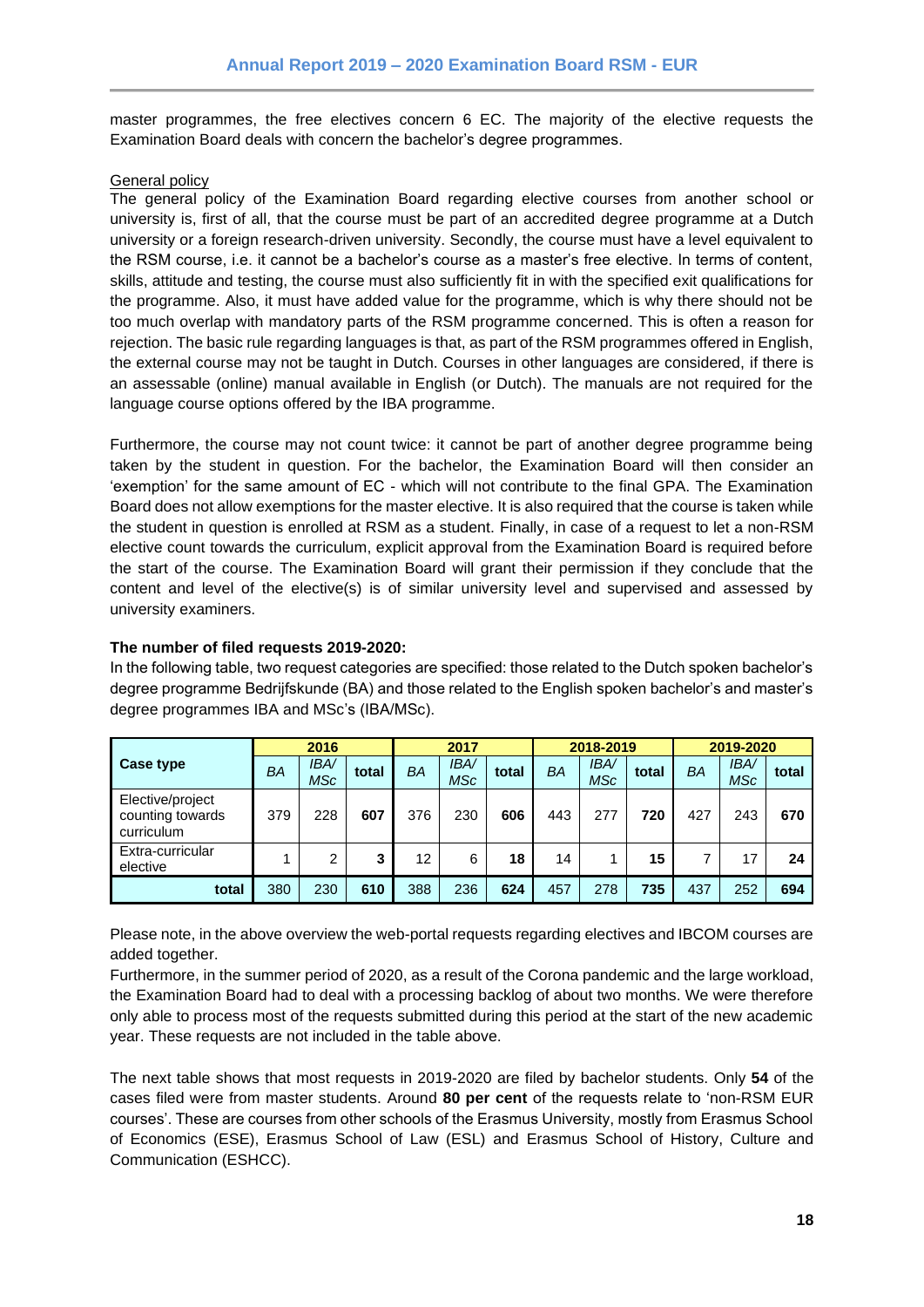master programmes, the free electives concern 6 EC. The majority of the elective requests the Examination Board deals with concern the bachelor's degree programmes.

General policy

The general policy of the Examination Board regarding elective courses from another school or university is, first of all, that the course must be part of an accredited degree programme at a Dutch university or a foreign research-driven university. Secondly, the course must have a level equivalent to the RSM course, i.e. it cannot be a bachelor's course as a master's free elective. In terms of content, skills, attitude and testing, the course must also sufficiently fit in with the specified exit qualifications for the programme. Also, it must have added value for the programme, which is why there should not be too much overlap with mandatory parts of the RSM programme concerned. This is often a reason for rejection. The basic rule regarding languages is that, as part of the RSM programmes offered in English, the external course may not be taught in Dutch. Courses in other languages are considered, if there is an assessable (online) manual available in English (or Dutch). The manuals are not required for the language course options offered by the IBA programme.

Furthermore, the course may not count twice: it cannot be part of another degree programme being taken by the student in question. For the bachelor, the Examination Board will then consider an 'exemption' for the same amount of EC - which will not contribute to the final GPA. The Examination Board does not allow exemptions for the master elective. It is also required that the course is taken while the student in question is enrolled at RSM as a student. Finally, in case of a request to let a non-RSM elective count towards the curriculum, explicit approval from the Examination Board is required before the start of the course. The Examination Board will grant their permission if they conclude that the content and level of the elective(s) is of similar university level and supervised and assessed by university examiners.

**The number of filed requests 2019-2020:**

In the following table, two request categories are specified: those related to the Dutch spoken bachelor's degree programme Bedrijfskunde (BA) and those related to the English spoken bachelor's and master's degree programmes IBA and MSc's (IBA/MSc).

| Case type | 2016 | | | 2017 | | | 2018-2019 | | | 2019-2020 | | |
|---|---|---|---|---|---|---|---|---|---|---|---|---|
| | *BA* | *IBA/ MSc* | **total** | *BA* | *IBA/ MSc* | **total** | *BA* | *IBA/ MSc* | **total** | *BA* | *IBA/ MSc* | **total** |
| Elective/project counting towards curriculum | 379 | 228 | **607** | 376 | 230 | **606** | 443 | 277 | **720** | 427 | 243 | **670** |
| Extra-curricular elective | 1 | 2 | **3** | 12 | 6 | **18** | 14 | 1 | **15** | 7 | 17 | **24** |
| **total** | 380 | 230 | **610** | 388 | 236 | **624** | 457 | 278 | **735** | 437 | 252 | **694** |

Please note, in the above overview the web-portal requests regarding electives and IBCOM courses are added together.

Furthermore, in the summer period of 2020, as a result of the Corona pandemic and the large workload, the Examination Board had to deal with a processing backlog of about two months. We were therefore only able to process most of the requests submitted during this period at the start of the new academic year. These requests are not included in the table above.

The next table shows that most requests in 2019-2020 are filed by bachelor students. Only **54** of the cases filed were from master students. Around **80 per cent** of the requests relate to 'non-RSM EUR courses'. These are courses from other schools of the Erasmus University, mostly from Erasmus School of Economics (ESE), Erasmus School of Law (ESL) and Erasmus School of History, Culture and Communication (ESHCC).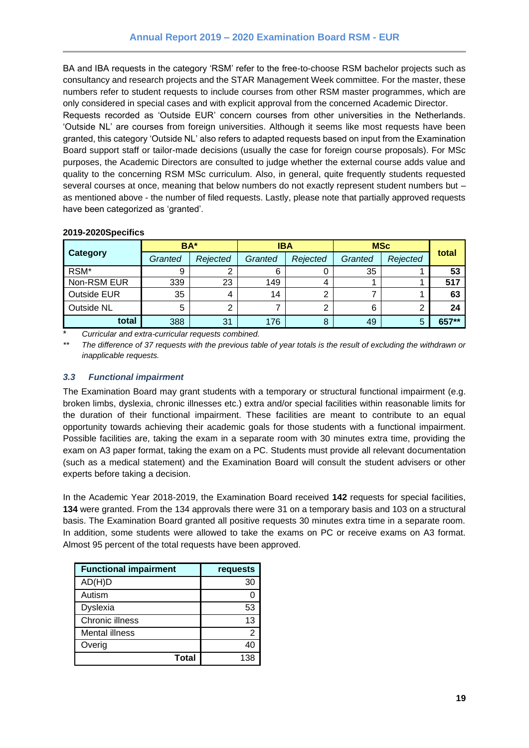BA and IBA requests in the category 'RSM' refer to the free-to-choose RSM bachelor projects such as consultancy and research projects and the STAR Management Week committee. For the master, these numbers refer to student requests to include courses from other RSM master programmes, which are only considered in special cases and with explicit approval from the concerned Academic Director.
Requests recorded as 'Outside EUR' concern courses from other universities in the Netherlands. 'Outside NL' are courses from foreign universities. Although it seems like most requests have been granted, this category 'Outside NL' also refers to adapted requests based on input from the Examination Board support staff or tailor-made decisions (usually the case for foreign course proposals). For MSc purposes, the Academic Directors are consulted to judge whether the external course adds value and quality to the concerning RSM MSc curriculum. Also, in general, quite frequently students requested several courses at once, meaning that below numbers do not exactly represent student numbers but – as mentioned above - the number of filed requests. Lastly, please note that partially approved requests have been categorized as 'granted'.

**2019-2020Specifics**

| Category | BA* | | IBA | | MSc | | total |
|---|---|---|---|---|---|---|---|
| | *Granted* | *Rejected* | *Granted* | *Rejected* | *Granted* | *Rejected* | |
| RSM* | 9 | 2 | 6 | 0 | 35 | 1 | **53** |
| Non-RSM EUR | 339 | 23 | 149 | 4 | 1 | 1 | **517** |
| Outside EUR | 35 | 4 | 14 | 2 | 7 | 1 | **63** |
| Outside NL | 5 | 2 | 7 | 2 | 6 | 2 | **24** |
| **total** | 388 | 31 | 176 | 8 | 49 | 5 | **657**** |

\* *Curricular and extra-curricular requests combined.*

** *The difference of 37 requests with the previous table of year totals is the result of excluding the withdrawn or inapplicable requests.*

### *3.3 Functional impairment*

The Examination Board may grant students with a temporary or structural functional impairment (e.g. broken limbs, dyslexia, chronic illnesses etc.) extra and/or special facilities within reasonable limits for the duration of their functional impairment. These facilities are meant to contribute to an equal opportunity towards achieving their academic goals for those students with a functional impairment. Possible facilities are, taking the exam in a separate room with 30 minutes extra time, providing the exam on A3 paper format, taking the exam on a PC. Students must provide all relevant documentation (such as a medical statement) and the Examination Board will consult the student advisers or other experts before taking a decision.

In the Academic Year 2018-2019, the Examination Board received **142** requests for special facilities, **134** were granted. From the 134 approvals there were 31 on a temporary basis and 103 on a structural basis. The Examination Board granted all positive requests 30 minutes extra time in a separate room. In addition, some students were allowed to take the exams on PC or receive exams on A3 format. Almost 95 percent of the total requests have been approved.

| Functional impairment | requests |
|---|---|
| AD(H)D | 30 |
| Autism | 0 |
| Dyslexia | 53 |
| Chronic illness | 13 |
| Mental illness | 2 |
| Overig | 40 |
| **Total** | 138 |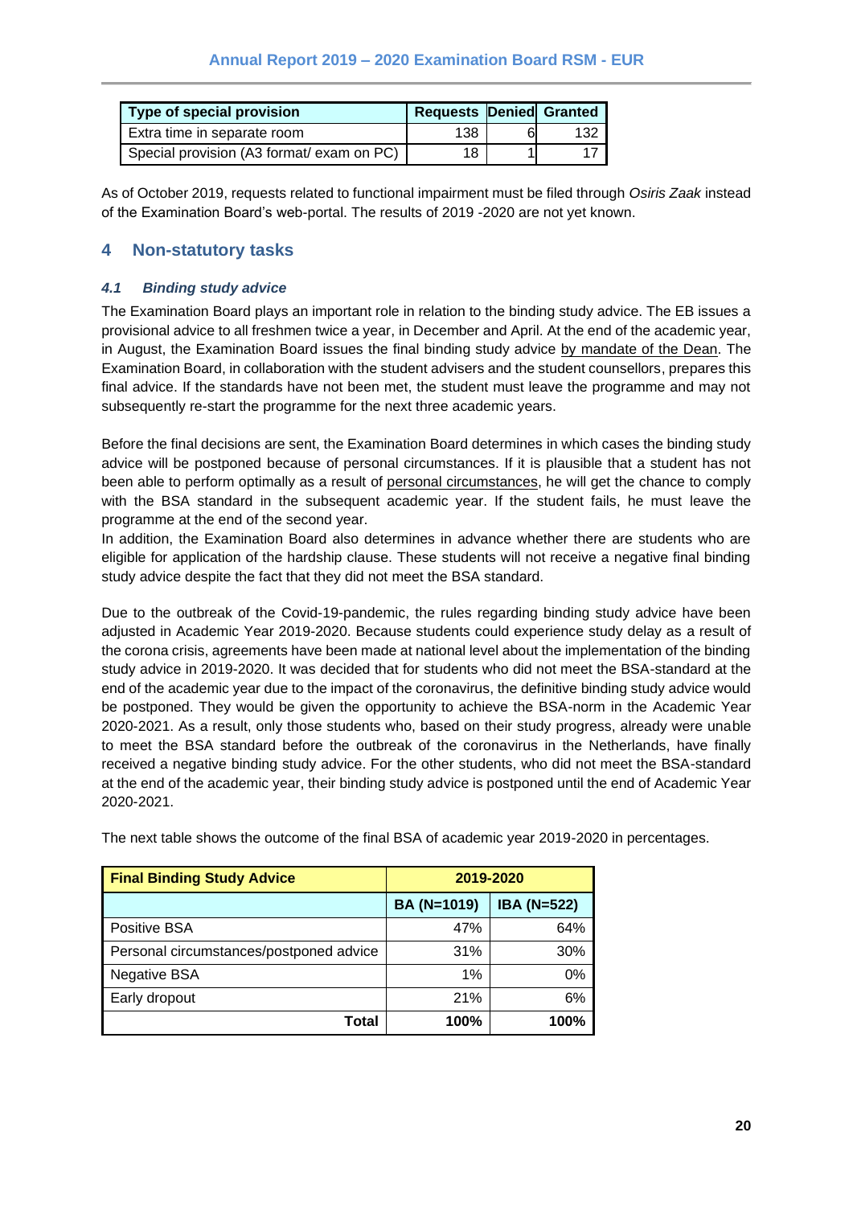| Type of special provision | Requests | Denied | Granted |
| --- | --- | --- | --- |
| Extra time in separate room | 138 | 6 | 132 |
| Special provision (A3 format/ exam on PC) | 18 | 1 | 17 |

As of October 2019, requests related to functional impairment must be filed through *Osiris Zaak* instead of the Examination Board's web-portal. The results of 2019 -2020 are not yet known.

## 4 Non-statutory tasks

### *4.1 Binding study advice*

The Examination Board plays an important role in relation to the binding study advice. The EB issues a provisional advice to all freshmen twice a year, in December and April. At the end of the academic year, in August, the Examination Board issues the final binding study advice by mandate of the Dean. The Examination Board, in collaboration with the student advisers and the student counsellors, prepares this final advice. If the standards have not been met, the student must leave the programme and may not subsequently re-start the programme for the next three academic years.

Before the final decisions are sent, the Examination Board determines in which cases the binding study advice will be postponed because of personal circumstances. If it is plausible that a student has not been able to perform optimally as a result of personal circumstances, he will get the chance to comply with the BSA standard in the subsequent academic year. If the student fails, he must leave the programme at the end of the second year.
In addition, the Examination Board also determines in advance whether there are students who are eligible for application of the hardship clause. These students will not receive a negative final binding study advice despite the fact that they did not meet the BSA standard.

Due to the outbreak of the Covid-19-pandemic, the rules regarding binding study advice have been adjusted in Academic Year 2019-2020. Because students could experience study delay as a result of the corona crisis, agreements have been made at national level about the implementation of the binding study advice in 2019-2020. It was decided that for students who did not meet the BSA-standard at the end of the academic year due to the impact of the coronavirus, the definitive binding study advice would be postponed. They would be given the opportunity to achieve the BSA-norm in the Academic Year 2020-2021. As a result, only those students who, based on their study progress, already were unable to meet the BSA standard before the outbreak of the coronavirus in the Netherlands, have finally received a negative binding study advice. For the other students, who did not meet the BSA-standard at the end of the academic year, their binding study advice is postponed until the end of Academic Year 2020-2021.

The next table shows the outcome of the final BSA of academic year 2019-2020 in percentages.

| Final Binding Study Advice | 2019-2020 | |
| --- | --- | --- |
| | BA (N=1019) | IBA (N=522) |
| Positive BSA | 47% | 64% |
| Personal circumstances/postponed advice | 31% | 30% |
| Negative BSA | 1% | 0% |
| Early dropout | 21% | 6% |
| **Total** | **100%** | **100%** |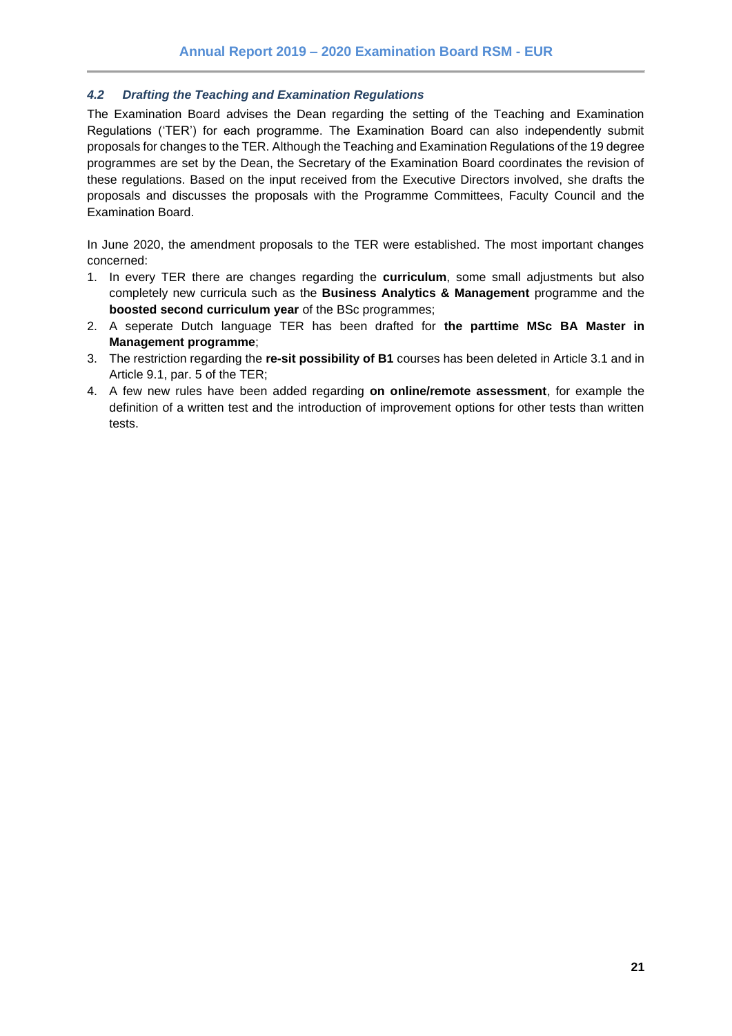### *4.2 Drafting the Teaching and Examination Regulations*

The Examination Board advises the Dean regarding the setting of the Teaching and Examination Regulations ('TER') for each programme. The Examination Board can also independently submit proposals for changes to the TER. Although the Teaching and Examination Regulations of the 19 degree programmes are set by the Dean, the Secretary of the Examination Board coordinates the revision of these regulations. Based on the input received from the Executive Directors involved, she drafts the proposals and discusses the proposals with the Programme Committees, Faculty Council and the Examination Board.

In June 2020, the amendment proposals to the TER were established. The most important changes concerned:

1. In every TER there are changes regarding the **curriculum**, some small adjustments but also completely new curricula such as the **Business Analytics & Management** programme and the **boosted second curriculum year** of the BSc programmes;
2. A seperate Dutch language TER has been drafted for **the parttime MSc BA Master in Management programme**;
3. The restriction regarding the **re-sit possibility of B1** courses has been deleted in Article 3.1 and in Article 9.1, par. 5 of the TER;
4. A few new rules have been added regarding **on online/remote assessment**, for example the definition of a written test and the introduction of improvement options for other tests than written tests.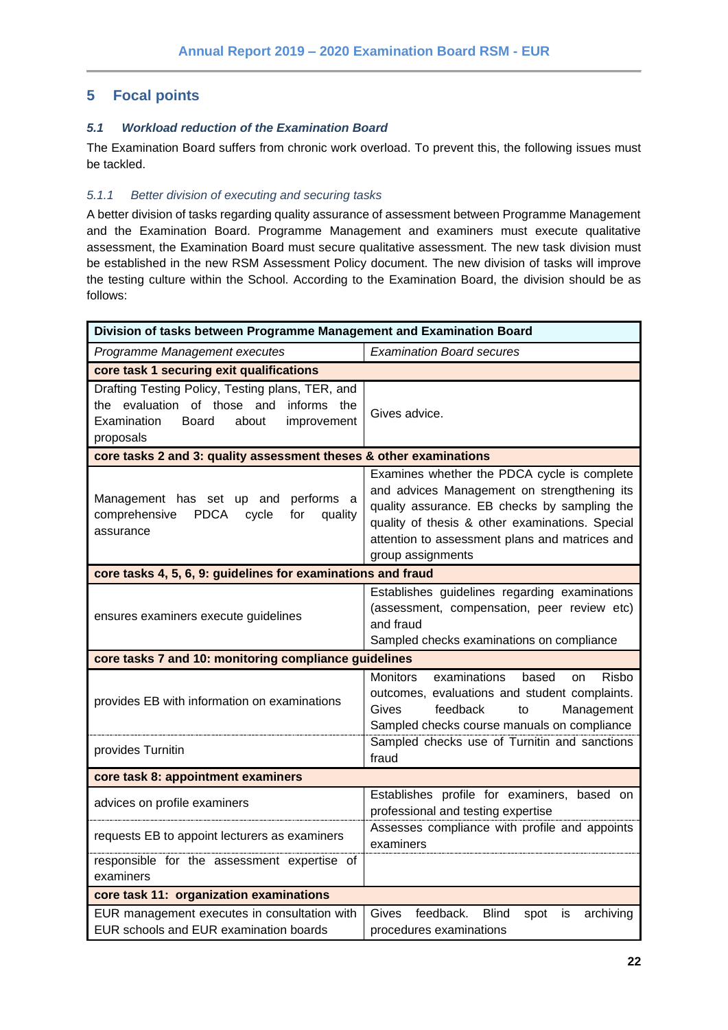## 5 Focal points

### *5.1 Workload reduction of the Examination Board*

The Examination Board suffers from chronic work overload. To prevent this, the following issues must be tackled.

#### *5.1.1 Better division of executing and securing tasks*

A better division of tasks regarding quality assurance of assessment between Programme Management and the Examination Board. Programme Management and examiners must execute qualitative assessment, the Examination Board must secure qualitative assessment. The new task division must be established in the new RSM Assessment Policy document. The new division of tasks will improve the testing culture within the School. According to the Examination Board, the division should be as follows:

| **Division of tasks between Programme Management and Examination Board** | |
|---|---|
| *Programme Management executes* | *Examination Board secures* |
| **core task 1 securing exit qualifications** | |
| Drafting Testing Policy, Testing plans, TER, and the evaluation of those and informs the Examination Board about improvement proposals | Gives advice. |
| **core tasks 2 and 3: quality assessment theses & other examinations** | |
| Management has set up and performs a comprehensive PDCA cycle for quality assurance | Examines whether the PDCA cycle is complete and advices Management on strengthening its quality assurance. EB checks by sampling the quality of thesis & other examinations. Special attention to assessment plans and matrices and group assignments |
| **core tasks 4, 5, 6, 9: guidelines for examinations and fraud** | |
| ensures examiners execute guidelines | Establishes guidelines regarding examinations (assessment, compensation, peer review etc) and fraud<br>Sampled checks examinations on compliance |
| **core tasks 7 and 10: monitoring compliance guidelines** | |
| provides EB with information on examinations | Monitors examinations based on Risbo outcomes, evaluations and student complaints. Gives feedback to Management<br>Sampled checks course manuals on compliance |
| provides Turnitin | Sampled checks use of Turnitin and sanctions fraud |
| **core task 8: appointment examiners** | |
| advices on profile examiners | Establishes profile for examiners, based on professional and testing expertise |
| requests EB to appoint lecturers as examiners | Assesses compliance with profile and appoints examiners |
| responsible for the assessment expertise of examiners | |
| **core task 11: organization examinations** | |
| EUR management executes in consultation with EUR schools and EUR examination boards | Gives feedback. Blind spot is archiving procedures examinations |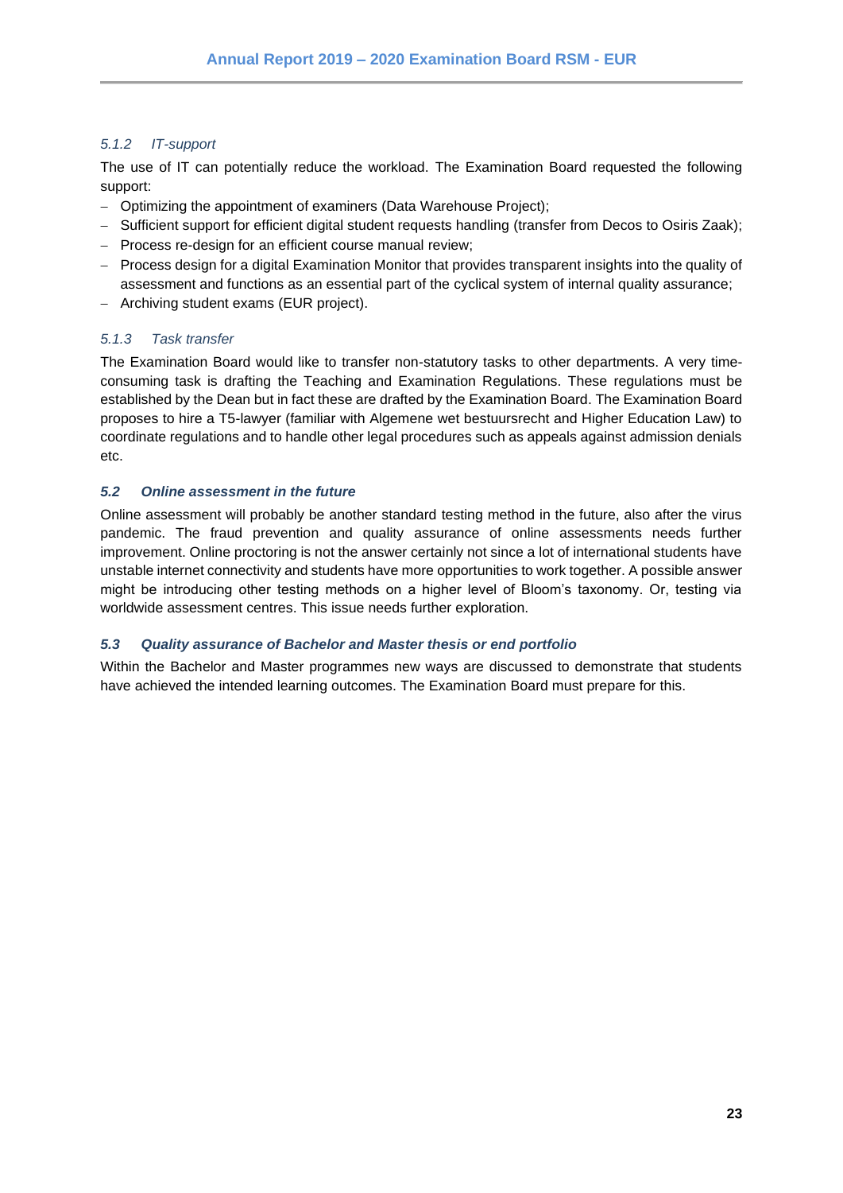#### *5.1.2 IT-support*

The use of IT can potentially reduce the workload. The Examination Board requested the following support:

- Optimizing the appointment of examiners (Data Warehouse Project);
- Sufficient support for efficient digital student requests handling (transfer from Decos to Osiris Zaak);
- Process re-design for an efficient course manual review;
- Process design for a digital Examination Monitor that provides transparent insights into the quality of assessment and functions as an essential part of the cyclical system of internal quality assurance;
- Archiving student exams (EUR project).

#### *5.1.3 Task transfer*

The Examination Board would like to transfer non-statutory tasks to other departments. A very time-consuming task is drafting the Teaching and Examination Regulations. These regulations must be established by the Dean but in fact these are drafted by the Examination Board. The Examination Board proposes to hire a T5-lawyer (familiar with Algemene wet bestuursrecht and Higher Education Law) to coordinate regulations and to handle other legal procedures such as appeals against admission denials etc.

### *5.2 Online assessment in the future*

Online assessment will probably be another standard testing method in the future, also after the virus pandemic. The fraud prevention and quality assurance of online assessments needs further improvement. Online proctoring is not the answer certainly not since a lot of international students have unstable internet connectivity and students have more opportunities to work together. A possible answer might be introducing other testing methods on a higher level of Bloom's taxonomy. Or, testing via worldwide assessment centres. This issue needs further exploration.

### *5.3 Quality assurance of Bachelor and Master thesis or end portfolio*

Within the Bachelor and Master programmes new ways are discussed to demonstrate that students have achieved the intended learning outcomes. The Examination Board must prepare for this.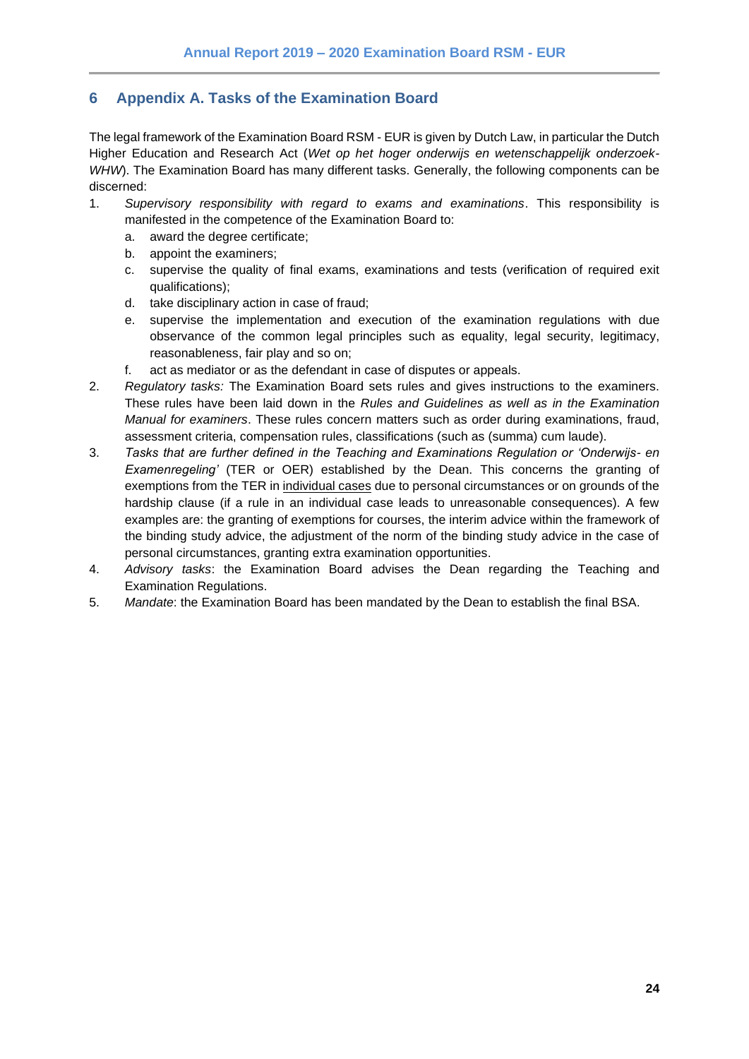# 6 Appendix A. Tasks of the Examination Board

The legal framework of the Examination Board RSM - EUR is given by Dutch Law, in particular the Dutch Higher Education and Research Act (*Wet op het hoger onderwijs en wetenschappelijk onderzoek-WHW*). The Examination Board has many different tasks. Generally, the following components can be discerned:

1. *Supervisory responsibility with regard to exams and examinations*. This responsibility is manifested in the competence of the Examination Board to:
   a. award the degree certificate;
   b. appoint the examiners;
   c. supervise the quality of final exams, examinations and tests (verification of required exit qualifications);
   d. take disciplinary action in case of fraud;
   e. supervise the implementation and execution of the examination regulations with due observance of the common legal principles such as equality, legal security, legitimacy, reasonableness, fair play and so on;
   f. act as mediator or as the defendant in case of disputes or appeals.
2. *Regulatory tasks:* The Examination Board sets rules and gives instructions to the examiners. These rules have been laid down in the *Rules and Guidelines as well as in the Examination Manual for examiners*. These rules concern matters such as order during examinations, fraud, assessment criteria, compensation rules, classifications (such as (summa) cum laude).
3. *Tasks that are further defined in the Teaching and Examinations Regulation or 'Onderwijs- en Examenregeling'* (TER or OER) established by the Dean. This concerns the granting of exemptions from the TER in individual cases due to personal circumstances or on grounds of the hardship clause (if a rule in an individual case leads to unreasonable consequences). A few examples are: the granting of exemptions for courses, the interim advice within the framework of the binding study advice, the adjustment of the norm of the binding study advice in the case of personal circumstances, granting extra examination opportunities.
4. *Advisory tasks*: the Examination Board advises the Dean regarding the Teaching and Examination Regulations.
5. *Mandate*: the Examination Board has been mandated by the Dean to establish the final BSA.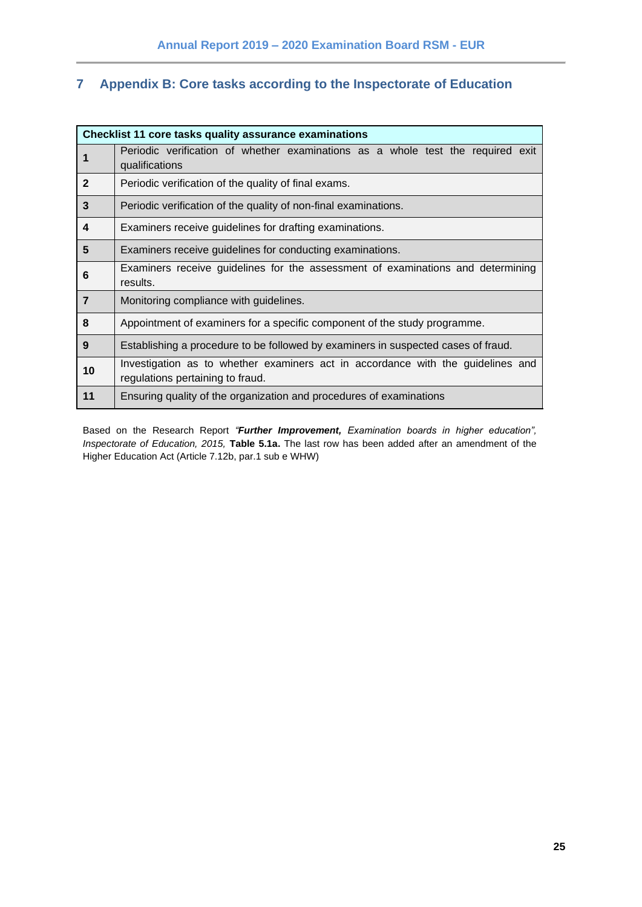# 7 Appendix B: Core tasks according to the Inspectorate of Education

| Checklist 11 core tasks quality assurance examinations | |
|---|---|
| **1** | Periodic verification of whether examinations as a whole test the required exit qualifications |
| **2** | Periodic verification of the quality of final exams. |
| **3** | Periodic verification of the quality of non-final examinations. |
| **4** | Examiners receive guidelines for drafting examinations. |
| **5** | Examiners receive guidelines for conducting examinations. |
| **6** | Examiners receive guidelines for the assessment of examinations and determining results. |
| **7** | Monitoring compliance with guidelines. |
| **8** | Appointment of examiners for a specific component of the study programme. |
| **9** | Establishing a procedure to be followed by examiners in suspected cases of fraud. |
| **10** | Investigation as to whether examiners act in accordance with the guidelines and regulations pertaining to fraud. |
| **11** | Ensuring quality of the organization and procedures of examinations |

Based on the Research Report *"**Further Improvement,** Examination boards in higher education", Inspectorate of Education, 2015,* **Table 5.1a.** The last row has been added after an amendment of the Higher Education Act (Article 7.12b, par.1 sub e WHW)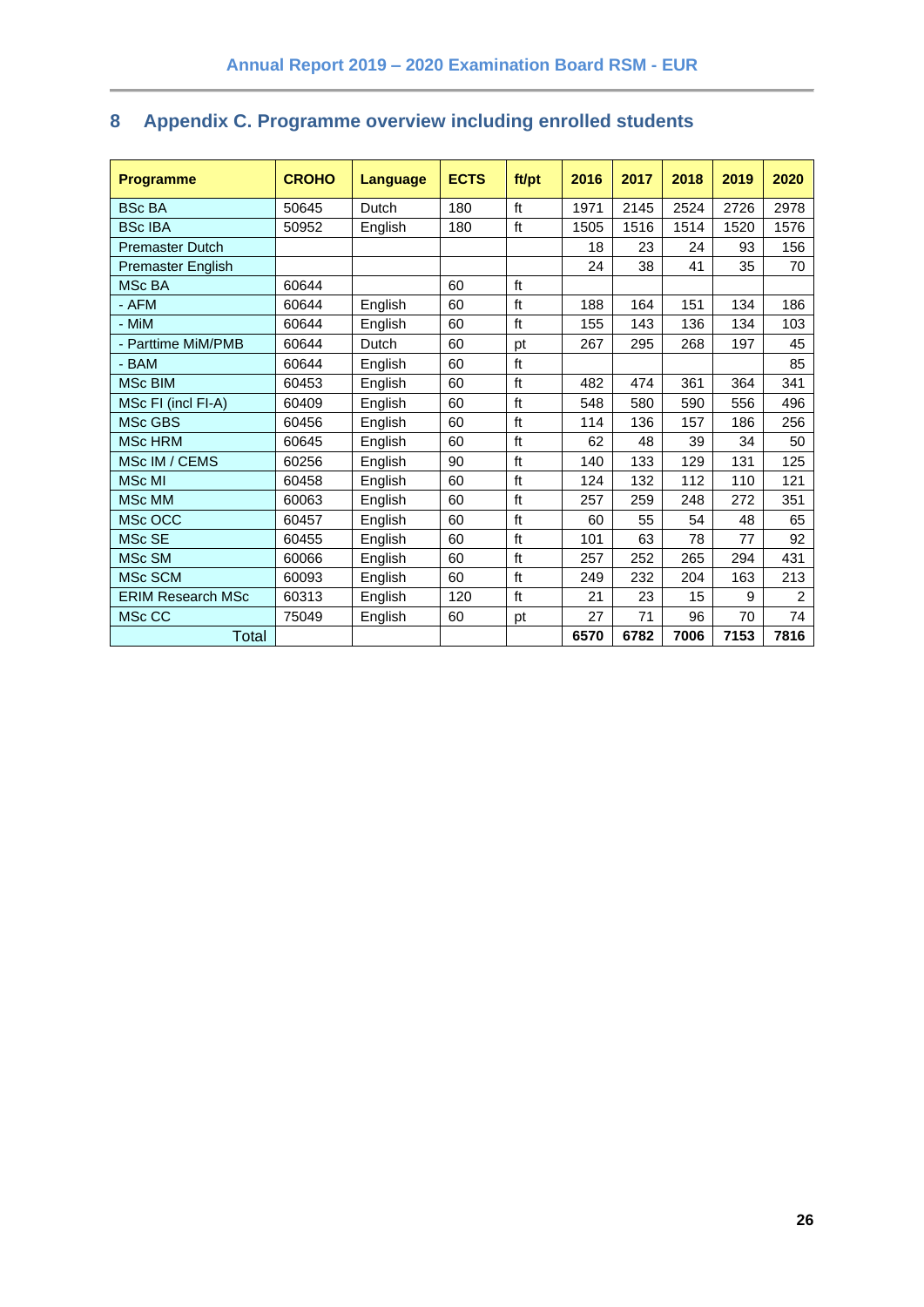## 8 Appendix C. Programme overview including enrolled students

| Programme | CROHO | Language | ECTS | ft/pt | 2016 | 2017 | 2018 | 2019 | 2020 |
|---|---|---|---|---|---|---|---|---|---|
| BSc BA | 50645 | Dutch | 180 | ft | 1971 | 2145 | 2524 | 2726 | 2978 |
| BSc IBA | 50952 | English | 180 | ft | 1505 | 1516 | 1514 | 1520 | 1576 |
| Premaster Dutch | | | | | 18 | 23 | 24 | 93 | 156 |
| Premaster English | | | | | 24 | 38 | 41 | 35 | 70 |
| MSc BA | 60644 | | 60 | ft | | | | | |
| - AFM | 60644 | English | 60 | ft | 188 | 164 | 151 | 134 | 186 |
| - MiM | 60644 | English | 60 | ft | 155 | 143 | 136 | 134 | 103 |
| - Parttime MiM/PMB | 60644 | Dutch | 60 | pt | 267 | 295 | 268 | 197 | 45 |
| - BAM | 60644 | English | 60 | ft | | | | | 85 |
| MSc BIM | 60453 | English | 60 | ft | 482 | 474 | 361 | 364 | 341 |
| MSc FI (incl FI-A) | 60409 | English | 60 | ft | 548 | 580 | 590 | 556 | 496 |
| MSc GBS | 60456 | English | 60 | ft | 114 | 136 | 157 | 186 | 256 |
| MSc HRM | 60645 | English | 60 | ft | 62 | 48 | 39 | 34 | 50 |
| MSc IM / CEMS | 60256 | English | 90 | ft | 140 | 133 | 129 | 131 | 125 |
| MSc MI | 60458 | English | 60 | ft | 124 | 132 | 112 | 110 | 121 |
| MSc MM | 60063 | English | 60 | ft | 257 | 259 | 248 | 272 | 351 |
| MSc OCC | 60457 | English | 60 | ft | 60 | 55 | 54 | 48 | 65 |
| MSc SE | 60455 | English | 60 | ft | 101 | 63 | 78 | 77 | 92 |
| MSc SM | 60066 | English | 60 | ft | 257 | 252 | 265 | 294 | 431 |
| MSc SCM | 60093 | English | 60 | ft | 249 | 232 | 204 | 163 | 213 |
| ERIM Research MSc | 60313 | English | 120 | ft | 21 | 23 | 15 | 9 | 2 |
| MSc CC | 75049 | English | 60 | pt | 27 | 71 | 96 | 70 | 74 |
| Total | | | | | **6570** | **6782** | **7006** | **7153** | **7816** |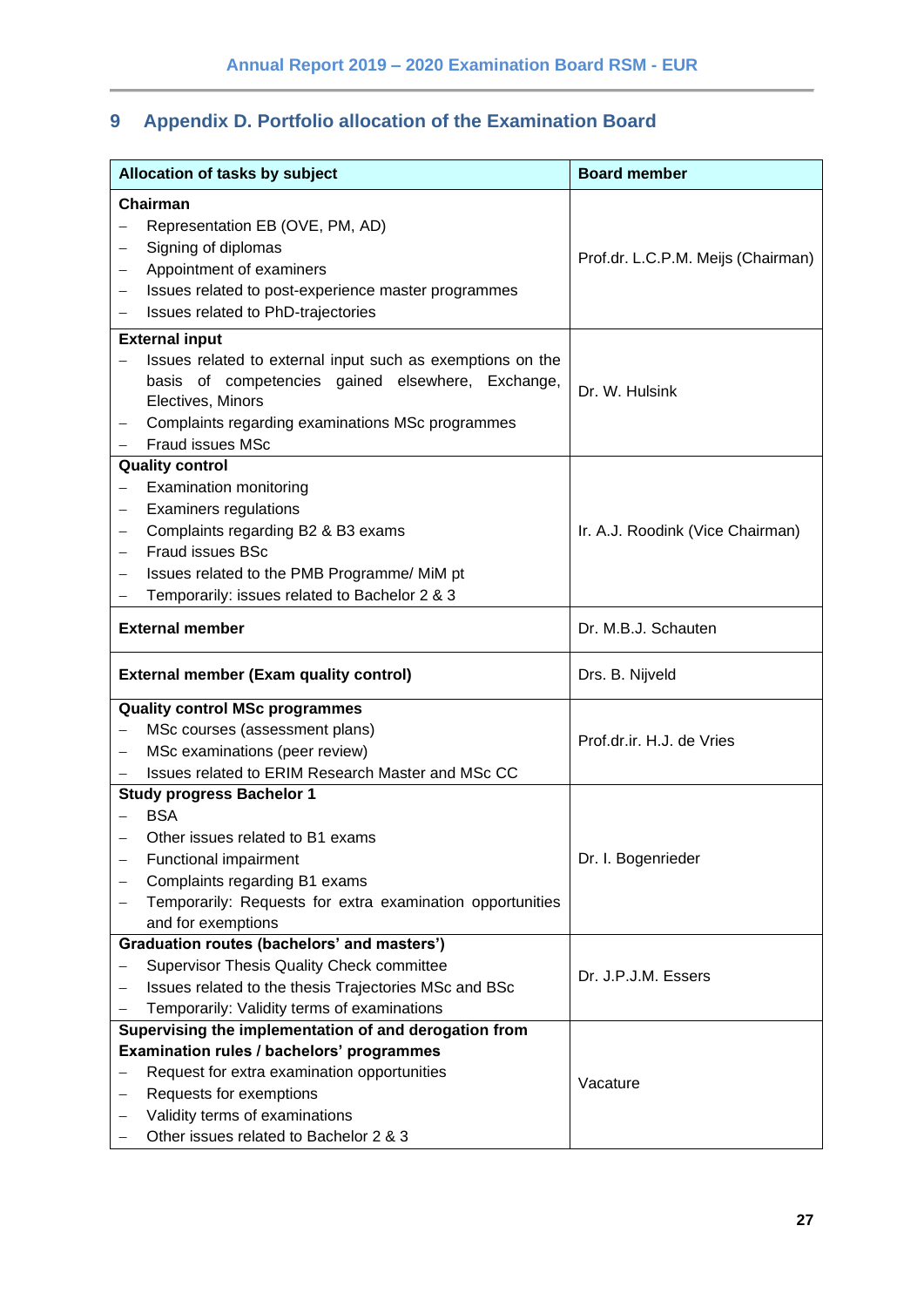## 9 Appendix D. Portfolio allocation of the Examination Board

| Allocation of tasks by subject | Board member |
|---|---|
| **Chairman**<br>– Representation EB (OVE, PM, AD)<br>– Signing of diplomas<br>– Appointment of examiners<br>– Issues related to post-experience master programmes<br>– Issues related to PhD-trajectories | Prof.dr. L.C.P.M. Meijs (Chairman) |
| **External input**<br>– Issues related to external input such as exemptions on the basis of competencies gained elsewhere, Exchange, Electives, Minors<br>– Complaints regarding examinations MSc programmes<br>– Fraud issues MSc | Dr. W. Hulsink |
| **Quality control**<br>– Examination monitoring<br>– Examiners regulations<br>– Complaints regarding B2 & B3 exams<br>– Fraud issues BSc<br>– Issues related to the PMB Programme/ MiM pt<br>– Temporarily: issues related to Bachelor 2 & 3 | Ir. A.J. Roodink (Vice Chairman) |
| **External member** | Dr. M.B.J. Schauten |
| **External member (Exam quality control)** | Drs. B. Nijveld |
| **Quality control MSc programmes**<br>– MSc courses (assessment plans)<br>– MSc examinations (peer review)<br>– Issues related to ERIM Research Master and MSc CC | Prof.dr.ir. H.J. de Vries |
| **Study progress Bachelor 1**<br>– BSA<br>– Other issues related to B1 exams<br>– Functional impairment<br>– Complaints regarding B1 exams<br>– Temporarily: Requests for extra examination opportunities and for exemptions | Dr. I. Bogenrieder |
| **Graduation routes (bachelors' and masters')**<br>– Supervisor Thesis Quality Check committee<br>– Issues related to the thesis Trajectories MSc and BSc<br>– Temporarily: Validity terms of examinations | Dr. J.P.J.M. Essers |
| **Supervising the implementation of and derogation from Examination rules / bachelors' programmes**<br>– Request for extra examination opportunities<br>– Requests for exemptions<br>– Validity terms of examinations<br>– Other issues related to Bachelor 2 & 3 | Vacature |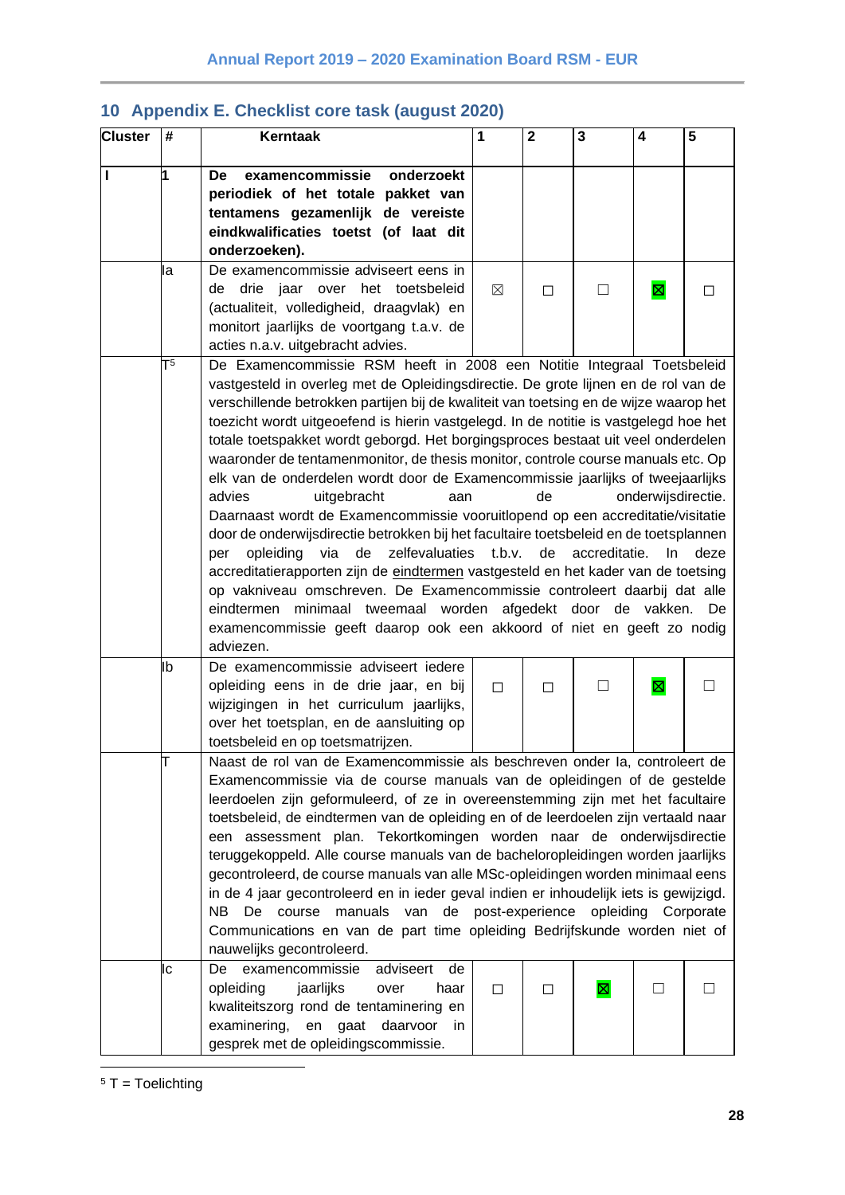# 10 Appendix E. Checklist core task (august 2020)

| Cluster | # | Kerntaak | 1 | 2 | 3 | 4 | 5 |
|---|---|---|---|---|---|---|---|
| I | 1 | **De examencommissie onderzoekt periodiek of het totale pakket van tentamens gezamenlijk de vereiste eindkwalificaties toetst (of laat dit onderzoeken).** | | | | | |
| | Ia | De examencommissie adviseert eens in de drie jaar over het toetsbeleid (actualiteit, volledigheid, draagvlak) en monitort jaarlijks de voortgang t.a.v. de acties n.a.v. uitgebracht advies. | ☒ | ☐ | ☐ | ☒ | ☐ |
| | T[5] | De Examencommissie RSM heeft in 2008 een Notitie Integraal Toetsbeleid vastgesteld in overleg met de Opleidingsdirectie. De grote lijnen en de rol van de verschillende betrokken partijen bij de kwaliteit van toetsing en de wijze waarop het toezicht wordt uitgeoefend is hierin vastgelegd. In de notitie is vastgelegd hoe het totale toetspakket wordt geborgd. Het borgingsproces bestaat uit veel onderdelen waaronder de tentamenmonitor, de thesis monitor, controle course manuals etc. Op elk van de onderdelen wordt door de Examencommissie jaarlijks of tweejaarlijks advies uitgebracht aan de onderwijsdirectie. Daarnaast wordt de Examencommissie vooruitlopend op een accreditatie/visitatie door de onderwijsdirectie betrokken bij het facultaire toetsbeleid en de toetsplannen per opleiding via de zelfevaluaties t.b.v. de accreditatie. In deze accreditatierapporten zijn de eindtermen vastgesteld en het kader van de toetsing op vakniveau omschreven. De Examencommissie controleert daarbij dat alle eindtermen minimaal tweemaal worden afgedekt door de vakken. De examencommissie geeft daarop ook een akkoord of niet en geeft zo nodig adviezen. | | | | | |
| | Ib | De examencommissie adviseert iedere opleiding eens in de drie jaar, en bij wijzigingen in het curriculum jaarlijks, over het toetsplan, en de aansluiting op toetsbeleid en op toetsmatrijzen. | ☐ | ☐ | ☐ | ☒ | ☐ |
| | T | Naast de rol van de Examencommissie als beschreven onder Ia, controleert de Examencommissie via de course manuals van de opleidingen of de gestelde leerdoelen zijn geformuleerd, of ze in overeenstemming zijn met het facultaire toetsbeleid, de eindtermen van de opleiding en of de leerdoelen zijn vertaald naar een assessment plan. Tekortkomingen worden naar de onderwijsdirectie teruggekoppeld. Alle course manuals van de bacheloropleidingen worden jaarlijks gecontroleerd, de course manuals van alle MSc-opleidingen worden minimaal eens in de 4 jaar gecontroleerd en in ieder geval indien er inhoudelijk iets is gewijzigd. NB De course manuals van de post-experience opleiding Corporate Communications en van de part time opleiding Bedrijfskunde worden niet of nauwelijks gecontroleerd. | | | | | |
| | Ic | De examencommissie adviseert de opleiding jaarlijks over haar kwaliteitszorg rond de tentaminering en examinering, en gaat daarvoor in gesprek met de opleidingscommissie. | ☐ | ☐ | ☒ | ☐ | ☐ |

[5] T = Toelichting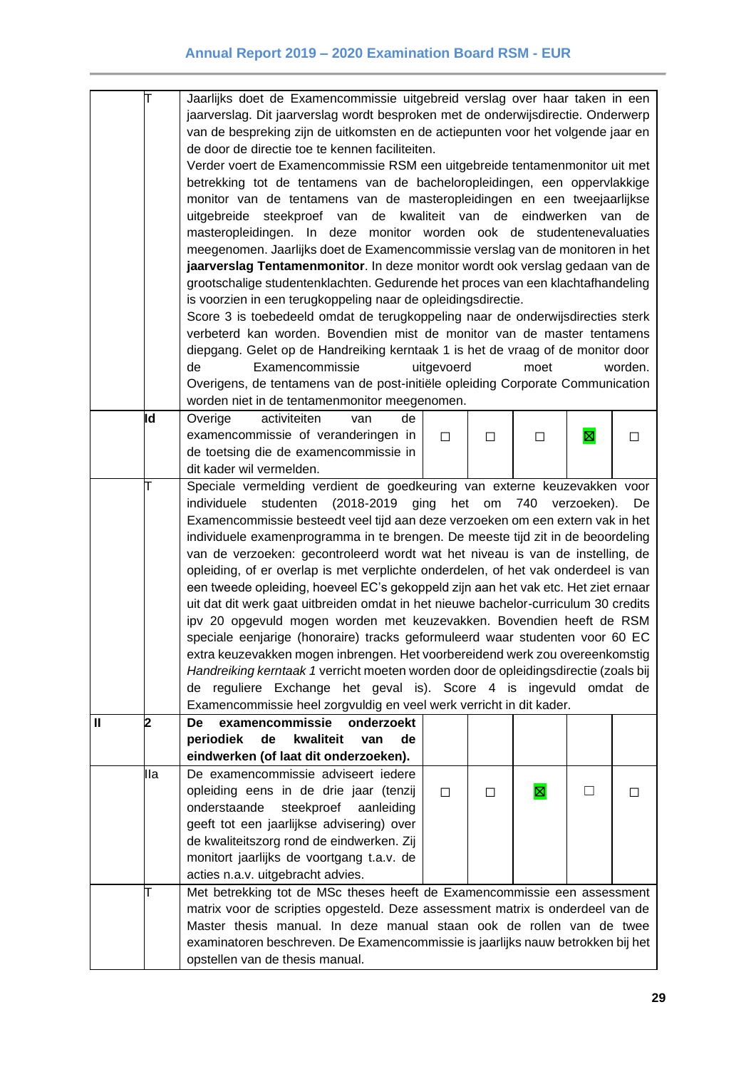| | | | | | | | |
|---|---|---|---|---|---|---|---|
| | T | Jaarlijks doet de Examencommissie uitgebreid verslag over haar taken in een jaarverslag. Dit jaarverslag wordt besproken met de onderwijsdirectie. Onderwerp van de bespreking zijn de uitkomsten en de actiepunten voor het volgende jaar en de door de directie toe te kennen faciliteiten. Verder voert de Examencommissie RSM een uitgebreide tentamenmonitor uit met betrekking tot de tentamens van de bacheloropleidingen, een oppervlakkige monitor van de tentamens van de masteropleidingen en een tweejaarlijkse uitgebreide steekproef van de kwaliteit van de eindwerken van de masteropleidingen. In deze monitor worden ook de studentenevaluaties meegenomen. Jaarlijks doet de Examencommissie verslag van de monitoren in het **jaarverslag Tentamenmonitor**. In deze monitor wordt ook verslag gedaan van de grootschalige studentenklachten. Gedurende het proces van een klachtafhandeling is voorzien in een terugkoppeling naar de opleidingsdirectie. Score 3 is toebedeeld omdat de terugkoppeling naar de onderwijsdirecties sterk verbeterd kan worden. Bovendien mist de monitor van de master tentamens diepgang. Gelet op de Handreiking kerntaak 1 is het de vraag of de monitor door de Examencommissie uitgevoerd moet worden. Overigens, de tentamens van de post-initiële opleiding Corporate Communication worden niet in de tentamenmonitor meegenomen. | | | | | |
| | Id | Overige activiteiten van de examencommissie of veranderingen in de toetsing die de examencommissie in dit kader wil vermelden. | ☐ | ☐ | ☐ | ☒ | ☐ |
| | T | Speciale vermelding verdient de goedkeuring van externe keuzevakken voor individuele studenten (2018-2019 ging het om 740 verzoeken). De Examencommissie besteedt veel tijd aan deze verzoeken om een extern vak in het individuele examenprogramma in te brengen. De meeste tijd zit in de beoordeling van de verzoeken: gecontroleerd wordt wat het niveau is van de instelling, de opleiding, of er overlap is met verplichte onderdelen, of het vak onderdeel is van een tweede opleiding, hoeveel EC's gekoppeld zijn aan het vak etc. Het ziet ernaar uit dat dit werk gaat uitbreiden omdat in het nieuwe bachelor-curriculum 30 credits ipv 20 opgevuld mogen worden met keuzevakken. Bovendien heeft de RSM speciale eenjarige (honoraire) tracks geformuleerd waar studenten voor 60 EC extra keuzevakken mogen inbrengen. Het voorbereidend werk zou overeenkomstig *Handreiking kerntaak 1* verricht moeten worden door de opleidingsdirectie (zoals bij de reguliere Exchange het geval is). Score 4 is ingevuld omdat de Examencommissie heel zorgvuldig en veel werk verricht in dit kader. | | | | | |
| **II** | **2** | **De examencommissie onderzoekt periodiek de kwaliteit van de eindwerken (of laat dit onderzoeken).** | | | | | |
| | IIa | De examencommissie adviseert iedere opleiding eens in de drie jaar (tenzij onderstaande steekproef aanleiding geeft tot een jaarlijkse advisering) over de kwaliteitszorg rond de eindwerken. Zij monitort jaarlijks de voortgang t.a.v. de acties n.a.v. uitgebracht advies. | ☐ | ☐ | ☒ | ☐ | ☐ |
| | T | Met betrekking tot de MSc theses heeft de Examencommissie een assessment matrix voor de scripties opgesteld. Deze assessment matrix is onderdeel van de Master thesis manual. In deze manual staan ook de rollen van de twee examinatoren beschreven. De Examencommissie is jaarlijks nauw betrokken bij het opstellen van de thesis manual. | | | | | |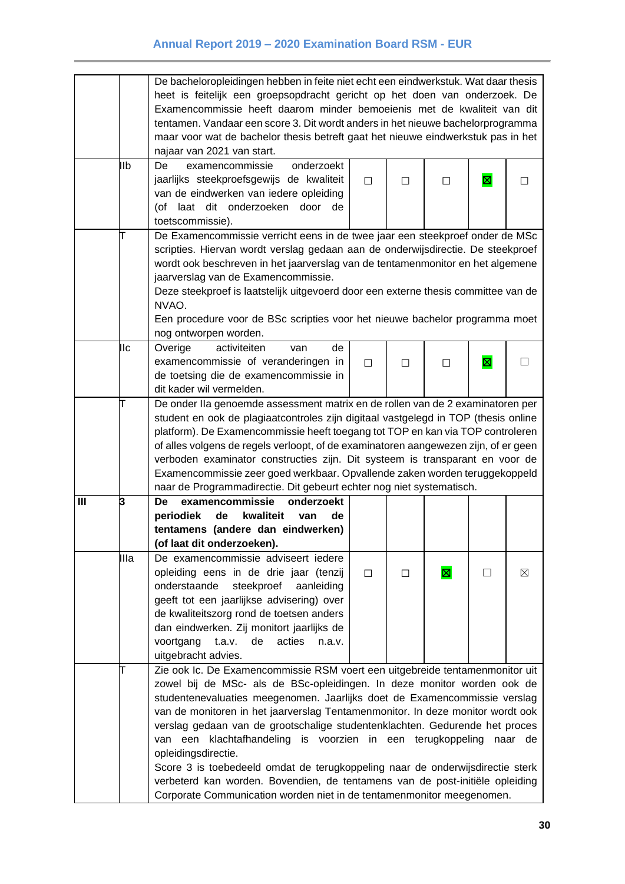| | | | | | | | |
|---|---|---|---|---|---|---|---|
| | | De bacheloropleidingen hebben in feite niet echt een eindwerkstuk. Wat daar thesis heet is feitelijk een groepsopdracht gericht op het doen van onderzoek. De Examencommissie heeft daarom minder bemoeienis met de kwaliteit van dit tentamen. Vandaar een score 3. Dit wordt anders in het nieuwe bachelorprogramma maar voor wat de bachelor thesis betreft gaat het nieuwe eindwerkstuk pas in het najaar van 2021 van start. | | | | | |
| | IIb | De examencommissie onderzoekt jaarlijks steekproefsgewijs de kwaliteit van de eindwerken van iedere opleiding (of laat dit onderzoeken door de toetscommissie). | ☐ | ☐ | ☐ | ☒ | ☐ |
| | T | De Examencommissie verricht eens in de twee jaar een steekproef onder de MSc scripties. Hiervan wordt verslag gedaan aan de onderwijsdirectie. De steekproef wordt ook beschreven in het jaarverslag van de tentamenmonitor en het algemene jaarverslag van de Examencommissie.<br>Deze steekproef is laatstelijk uitgevoerd door een externe thesis committee van de NVAO.<br>Een procedure voor de BSc scripties voor het nieuwe bachelor programma moet nog ontworpen worden. | | | | | |
| | IIc | Overige activiteiten van de examencommissie of veranderingen in de toetsing die de examencommissie in dit kader wil vermelden. | ☐ | ☐ | ☐ | ☒ | ☐ |
| | T | De onder IIa genoemde assessment matrix en de rollen van de 2 examinatoren per student en ook de plagiaatcontroles zijn digitaal vastgelegd in TOP (thesis online platform). De Examencommissie heeft toegang tot TOP en kan via TOP controleren of alles volgens de regels verloopt, of de examinatoren aangewezen zijn, of er geen verboden examinator constructies zijn. Dit systeem is transparant en voor de Examencommissie zeer goed werkbaar. Opvallende zaken worden teruggekoppeld naar de Programmadirectie. Dit gebeurt echter nog niet systematisch. | | | | | |
| **III** | **3** | **De examencommissie onderzoekt periodiek de kwaliteit van de tentamens (andere dan eindwerken) (of laat dit onderzoeken).** | | | | | |
| | IIIa | De examencommissie adviseert iedere opleiding eens in de drie jaar (tenzij onderstaande steekproef aanleiding geeft tot een jaarlijkse advisering) over de kwaliteitszorg rond de toetsen anders dan eindwerken. Zij monitort jaarlijks de voortgang t.a.v. de acties n.a.v. uitgebracht advies. | ☐ | ☐ | ☒ | ☐ | ☒ |
| | T | Zie ook Ic. De Examencommissie RSM voert een uitgebreide tentamenmonitor uit zowel bij de MSc- als de BSc-opleidingen. In deze monitor worden ook de studentenevaluaties meegenomen. Jaarlijks doet de Examencommissie verslag van de monitoren in het jaarverslag Tentamenmonitor. In deze monitor wordt ook verslag gedaan van de grootschalige studentenklachten. Gedurende het proces van een klachtafhandeling is voorzien in een terugkoppeling naar de opleidingsdirectie.<br>Score 3 is toebedeeld omdat de terugkoppeling naar de onderwijsdirectie sterk verbeterd kan worden. Bovendien, de tentamens van de post-initiële opleiding Corporate Communication worden niet in de tentamenmonitor meegenomen. | | | | | |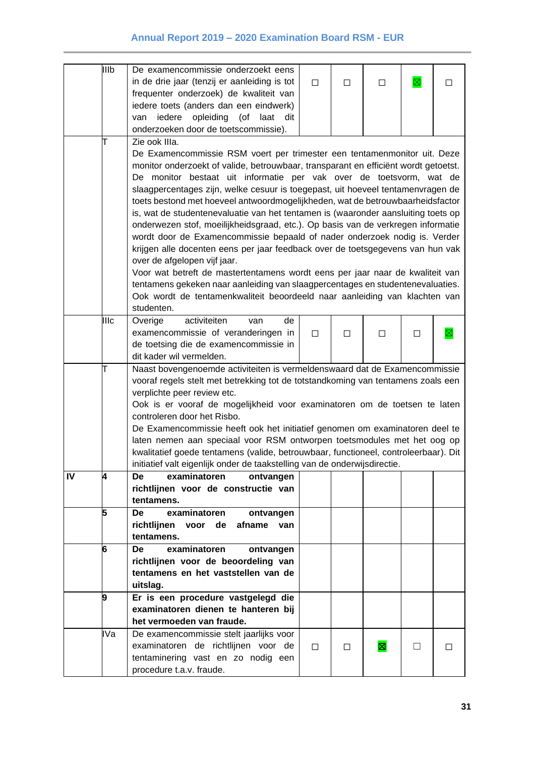| | | | | | | | |
|---|---|---|---|---|---|---|---|
| | IIIb | De examencommissie onderzoekt eens in de drie jaar (tenzij er aanleiding is tot frequenter onderzoek) de kwaliteit van iedere toets (anders dan een eindwerk) van iedere opleiding (of laat dit onderzoeken door de toetscommissie). | ☐ | ☐ | ☐ | ☒ | ☐ |
| | T | Zie ook IIIa.<br>De Examencommissie RSM voert per trimester een tentamenmonitor uit. Deze monitor onderzoekt of valide, betrouwbaar, transparant en efficiënt wordt getoetst. De monitor bestaat uit informatie per vak over de toetsvorm, wat de slaagpercentages zijn, welke cesuur is toegepast, uit hoeveel tentamenvragen de toets bestond met hoeveel antwoordmogelijkheden, wat de betrouwbaarheidsfactor is, wat de studentenevaluatie van het tentamen is (waaronder aansluiting toets op onderwezen stof, moeilijkheidsgraad, etc.). Op basis van de verkregen informatie wordt door de Examencommissie bepaald of nader onderzoek nodig is. Verder krijgen alle docenten eens per jaar feedback over de toetsgegevens van hun vak over de afgelopen vijf jaar.<br>Voor wat betreft de mastertentamens wordt eens per jaar naar de kwaliteit van tentamens gekeken naar aanleiding van slaagpercentages en studentenevaluaties. Ook wordt de tentamenkwaliteit beoordeeld naar aanleiding van klachten van studenten. | | | | | |
| | IIIc | Overige activiteiten van de examencommissie of veranderingen in de toetsing die de examencommissie in dit kader wil vermelden. | ☐ | ☐ | ☐ | ☐ | ☒ |
| | T | Naast bovengenoemde activiteiten is vermeldenswaard dat de Examencommissie vooraf regels stelt met betrekking tot de totstandkoming van tentamens zoals een verplichte peer review etc.<br>Ook is er vooraf de mogelijkheid voor examinatoren om de toetsen te laten controleren door het Risbo.<br>De Examencommissie heeft ook het initiatief genomen om examinatoren deel te laten nemen aan speciaal voor RSM ontworpen toetsmodules met het oog op kwalitatief goede tentamens (valide, betrouwbaar, functioneel, controleerbaar). Dit initiatief valt eigenlijk onder de taakstelling van de onderwijsdirectie. | | | | | |
| **IV** | **4** | **De examinatoren ontvangen richtlijnen voor de constructie van tentamens.** | | | | | |
| | **5** | **De examinatoren ontvangen richtlijnen voor de afname van tentamens.** | | | | | |
| | **6** | **De examinatoren ontvangen richtlijnen voor de beoordeling van tentamens en het vaststellen van de uitslag.** | | | | | |
| | **9** | **Er is een procedure vastgelegd die examinatoren dienen te hanteren bij het vermoeden van fraude.** | | | | | |
| | IVa | De examencommissie stelt jaarlijks voor examinatoren de richtlijnen voor de tentaminering vast en zo nodig een procedure t.a.v. fraude. | ☐ | ☐ | ☒ | ☐ | ☐ |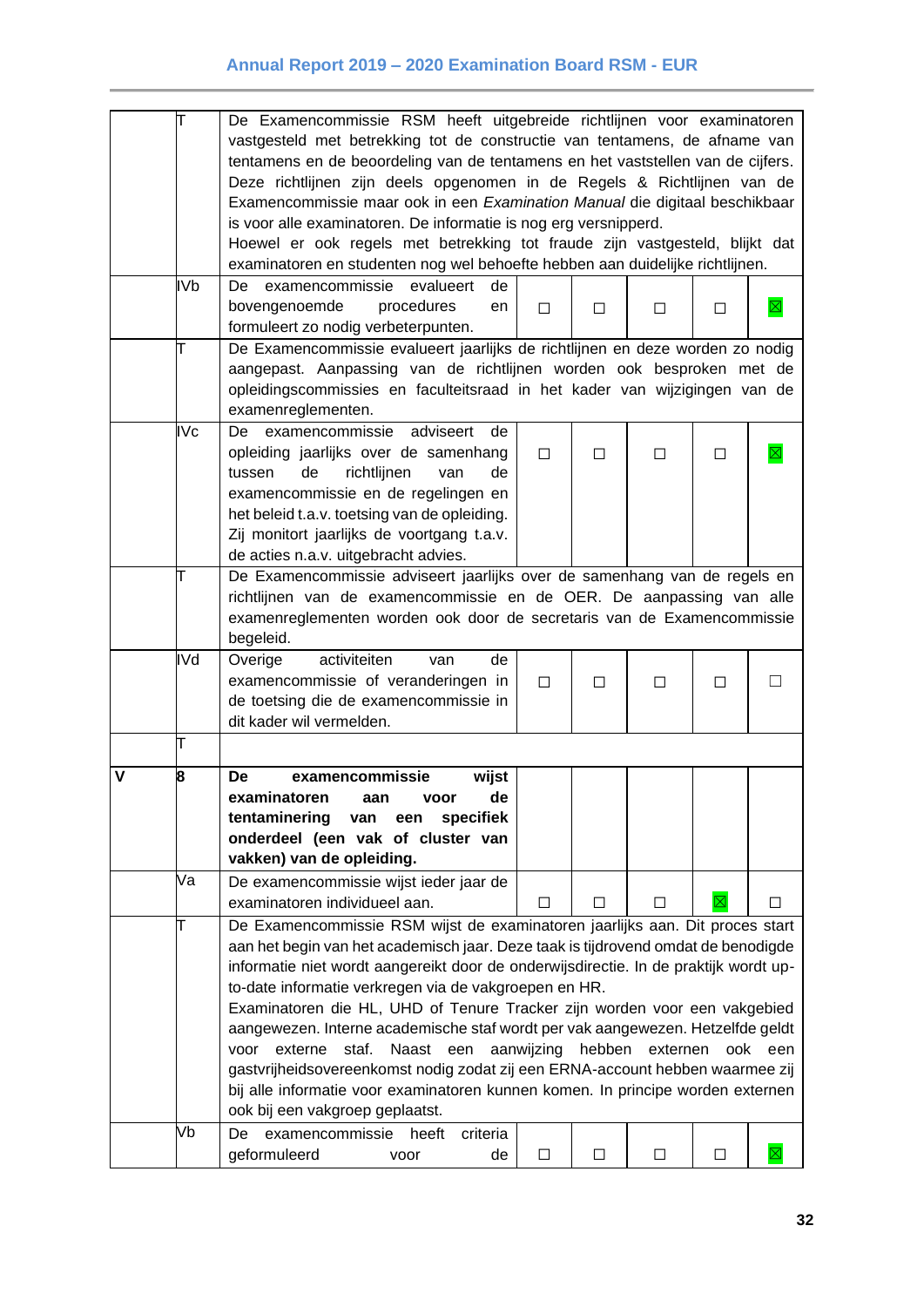| | | | | | | | |
|---|---|---|---|---|---|---|---|
| | T | De Examencommissie RSM heeft uitgebreide richtlijnen voor examinatoren vastgesteld met betrekking tot de constructie van tentamens, de afname van tentamens en de beoordeling van de tentamens en het vaststellen van de cijfers. Deze richtlijnen zijn deels opgenomen in de Regels & Richtlijnen van de Examencommissie maar ook in een *Examination Manual* die digitaal beschikbaar is voor alle examinatoren. De informatie is nog erg versnipperd. Hoewel er ook regels met betrekking tot fraude zijn vastgesteld, blijkt dat examinatoren en studenten nog wel behoefte hebben aan duidelijke richtlijnen. | | | | | |
| | IVb | De examencommissie evalueert de bovengenoemde procedures en formuleert zo nodig verbeterpunten. | ☐ | ☐ | ☐ | ☐ | ☒ |
| | T | De Examencommissie evalueert jaarlijks de richtlijnen en deze worden zo nodig aangepast. Aanpassing van de richtlijnen worden ook besproken met de opleidingscommissies en faculteitsraad in het kader van wijzigingen van de examenreglementen. | | | | | |
| | IVc | De examencommissie adviseert de opleiding jaarlijks over de samenhang tussen de richtlijnen van de examencommissie en de regelingen en het beleid t.a.v. toetsing van de opleiding. Zij monitort jaarlijks de voortgang t.a.v. de acties n.a.v. uitgebracht advies. | ☐ | ☐ | ☐ | ☐ | ☒ |
| | T | De Examencommissie adviseert jaarlijks over de samenhang van de regels en richtlijnen van de examencommissie en de OER. De aanpassing van alle examenreglementen worden ook door de secretaris van de Examencommissie begeleid. | | | | | |
| | IVd | Overige activiteiten van de examencommissie of veranderingen in de toetsing die de examencommissie in dit kader wil vermelden. | ☐ | ☐ | ☐ | ☐ | ☐ |
| | T | | | | | | |
| **V** | **8** | **De examencommissie wijst examinatoren aan voor de tentaminering van een specifiek onderdeel (een vak of cluster van vakken) van de opleiding.** | | | | | |
| | Va | De examencommissie wijst ieder jaar de examinatoren individueel aan. | ☐ | ☐ | ☐ | ☒ | ☐ |
| | T | De Examencommissie RSM wijst de examinatoren jaarlijks aan. Dit proces start aan het begin van het academisch jaar. Deze taak is tijdrovend omdat de benodigde informatie niet wordt aangereikt door de onderwijsdirectie. In de praktijk wordt up-to-date informatie verkregen via de vakgroepen en HR. Examinatoren die HL, UHD of Tenure Tracker zijn worden voor een vakgebied aangewezen. Interne academische staf wordt per vak aangewezen. Hetzelfde geldt voor externe staf. Naast een aanwijzing hebben externen ook een gastvrijheidsovereenkomst nodig zodat zij een ERNA-account hebben waarmee zij bij alle informatie voor examinatoren kunnen komen. In principe worden externen ook bij een vakgroep geplaatst. | | | | | |
| | Vb | De examencommissie heeft criteria geformuleerd voor de | ☐ | ☐ | ☐ | ☐ | ☒ |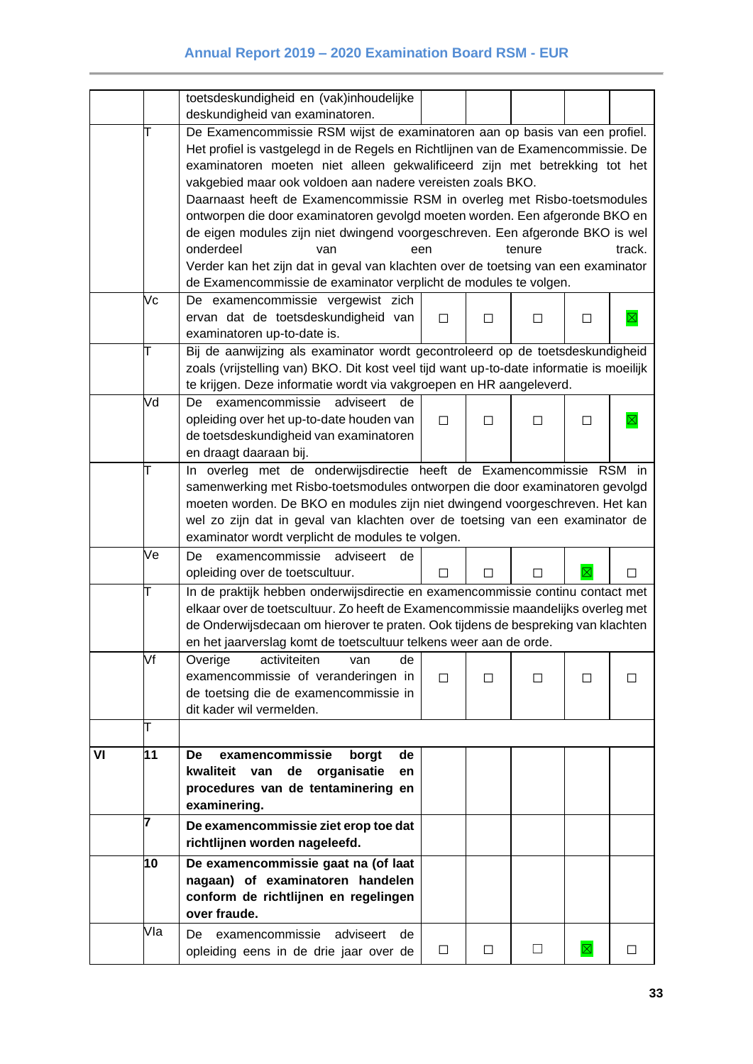| | | | | | | | |
|---|---|---|---|---|---|---|---|
| | | toetsdeskundigheid en (vak)inhoudelijke deskundigheid van examinatoren. | | | | | |
| | T | De Examencommissie RSM wijst de examinatoren aan op basis van een profiel. Het profiel is vastgelegd in de Regels en Richtlijnen van de Examencommissie. De examinatoren moeten niet alleen gekwalificeerd zijn met betrekking tot het vakgebied maar ook voldoen aan nadere vereisten zoals BKO.<br>Daarnaast heeft de Examencommissie RSM in overleg met Risbo-toetsmodules ontworpen die door examinatoren gevolgd moeten worden. Een afgeronde BKO en de eigen modules zijn niet dwingend voorgeschreven. Een afgeronde BKO is wel onderdeel van een tenure track.<br>Verder kan het zijn dat in geval van klachten over de toetsing van een examinator de Examencommissie de examinator verplicht de modules te volgen. | | | | | |
| | Vc | De examencommissie vergewist zich ervan dat de toetsdeskundigheid van examinatoren up-to-date is. | ☐ | ☐ | ☐ | ☐ | ☒ |
| | T | Bij de aanwijzing als examinator wordt gecontroleerd op de toetsdeskundigheid zoals (vrijstelling van) BKO. Dit kost veel tijd want up-to-date informatie is moeilijk te krijgen. Deze informatie wordt via vakgroepen en HR aangeleverd. | | | | | |
| | Vd | De examencommissie adviseert de opleiding over het up-to-date houden van de toetsdeskundigheid van examinatoren en draagt daaraan bij. | ☐ | ☐ | ☐ | ☐ | ☒ |
| | T | In overleg met de onderwijsdirectie heeft de Examencommissie RSM in samenwerking met Risbo-toetsmodules ontworpen die door examinatoren gevolgd moeten worden. De BKO en modules zijn niet dwingend voorgeschreven. Het kan wel zo zijn dat in geval van klachten over de toetsing van een examinator de examinator wordt verplicht de modules te volgen. | | | | | |
| | Ve | De examencommissie adviseert de opleiding over de toetscultuur. | ☐ | ☐ | ☐ | ☒ | ☐ |
| | T | In de praktijk hebben onderwijsdirectie en examencommissie continu contact met elkaar over de toetscultuur. Zo heeft de Examencommissie maandelijks overleg met de Onderwijsdecaan om hierover te praten. Ook tijdens de bespreking van klachten en het jaarverslag komt de toetscultuur telkens weer aan de orde. | | | | | |
| | Vf | Overige activiteiten van de examencommissie of veranderingen in de toetsing die de examencommissie in dit kader wil vermelden. | ☐ | ☐ | ☐ | ☐ | ☐ |
| | T | | | | | | |
| **VI** | **11** | **De examencommissie borgt de kwaliteit van de organisatie en procedures van de tentaminering en examinering.** | | | | | |
| | **7** | **De examencommissie ziet erop toe dat richtlijnen worden nageleefd.** | | | | | |
| | **10** | **De examencommissie gaat na (of laat nagaan) of examinatoren handelen conform de richtlijnen en regelingen over fraude.** | | | | | |
| | VIa | De examencommissie adviseert de opleiding eens in de drie jaar over de | ☐ | ☐ | ☐ | ☒ | ☐ |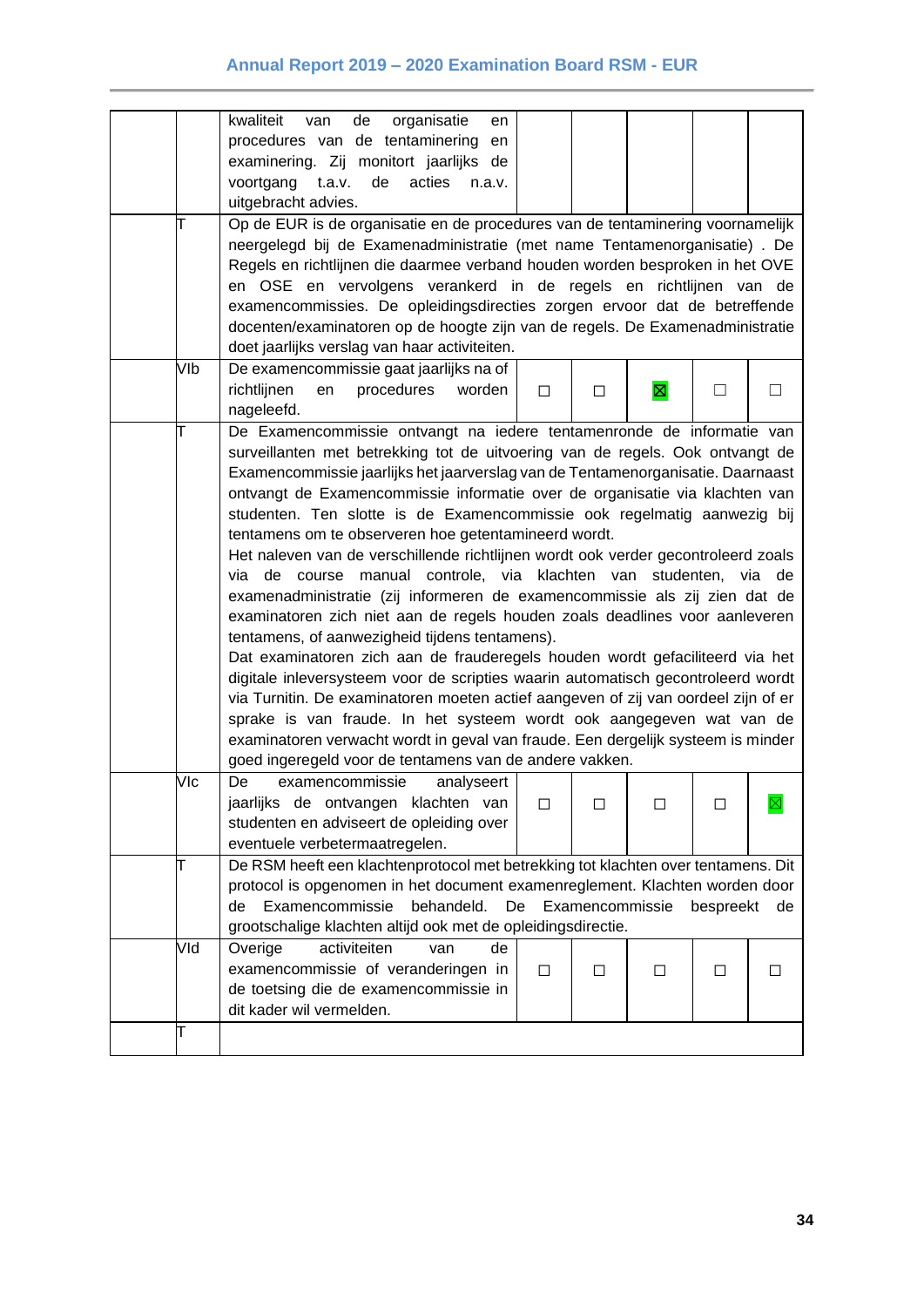| | | | | | | | |
|---|---|---|---|---|---|---|---|
| | | kwaliteit van de organisatie en procedures van de tentaminering en examinering. Zij monitort jaarlijks de voortgang t.a.v. de acties n.a.v. uitgebracht advies. | | | | | |
| | T | Op de EUR is de organisatie en de procedures van de tentaminering voornamelijk neergelegd bij de Examenadministratie (met name Tentamenorganisatie) . De Regels en richtlijnen die daarmee verband houden worden besproken in het OVE en OSE en vervolgens verankerd in de regels en richtlijnen van de examencommissies. De opleidingsdirecties zorgen ervoor dat de betreffende docenten/examinatoren op de hoogte zijn van de regels. De Examenadministratie doet jaarlijks verslag van haar activiteiten. | | | | | |
| | VIb | De examencommissie gaat jaarlijks na of richtlijnen en procedures worden nageleefd. | ☐ | ☐ | ☒ | ☐ | ☐ |
| | T | De Examencommissie ontvangt na iedere tentamenronde de informatie van surveillanten met betrekking tot de uitvoering van de regels. Ook ontvangt de Examencommissie jaarlijks het jaarverslag van de Tentamenorganisatie. Daarnaast ontvangt de Examencommissie informatie over de organisatie via klachten van studenten. Ten slotte is de Examencommissie ook regelmatig aanwezig bij tentamens om te observeren hoe getentamineerd wordt.<br>Het naleven van de verschillende richtlijnen wordt ook verder gecontroleerd zoals via de course manual controle, via klachten van studenten, via de examenadministratie (zij informeren de examencommissie als zij zien dat de examinatoren zich niet aan de regels houden zoals deadlines voor aanleveren tentamens, of aanwezigheid tijdens tentamens).<br>Dat examinatoren zich aan de frauderegels houden wordt gefaciliteerd via het digitale inleversysteem voor de scripties waarin automatisch gecontroleerd wordt via Turnitin. De examinatoren moeten actief aangeven of zij van oordeel zijn of er sprake is van fraude. In het systeem wordt ook aangegeven wat van de examinatoren verwacht wordt in geval van fraude. Een dergelijk systeem is minder goed ingeregeld voor de tentamens van de andere vakken. | | | | | |
| | VIc | De examencommissie analyseert jaarlijks de ontvangen klachten van studenten en adviseert de opleiding over eventuele verbetermaatregelen. | ☐ | ☐ | ☐ | ☐ | ☒ |
| | T | De RSM heeft een klachtenprotocol met betrekking tot klachten over tentamens. Dit protocol is opgenomen in het document examenreglement. Klachten worden door de Examencommissie behandeld. De Examencommissie bespreekt de grootschalige klachten altijd ook met de opleidingsdirectie. | | | | | |
| | VId | Overige activiteiten van de examencommissie of veranderingen in de toetsing die de examencommissie in dit kader wil vermelden. | ☐ | ☐ | ☐ | ☐ | ☐ |
| | T | | | | | | |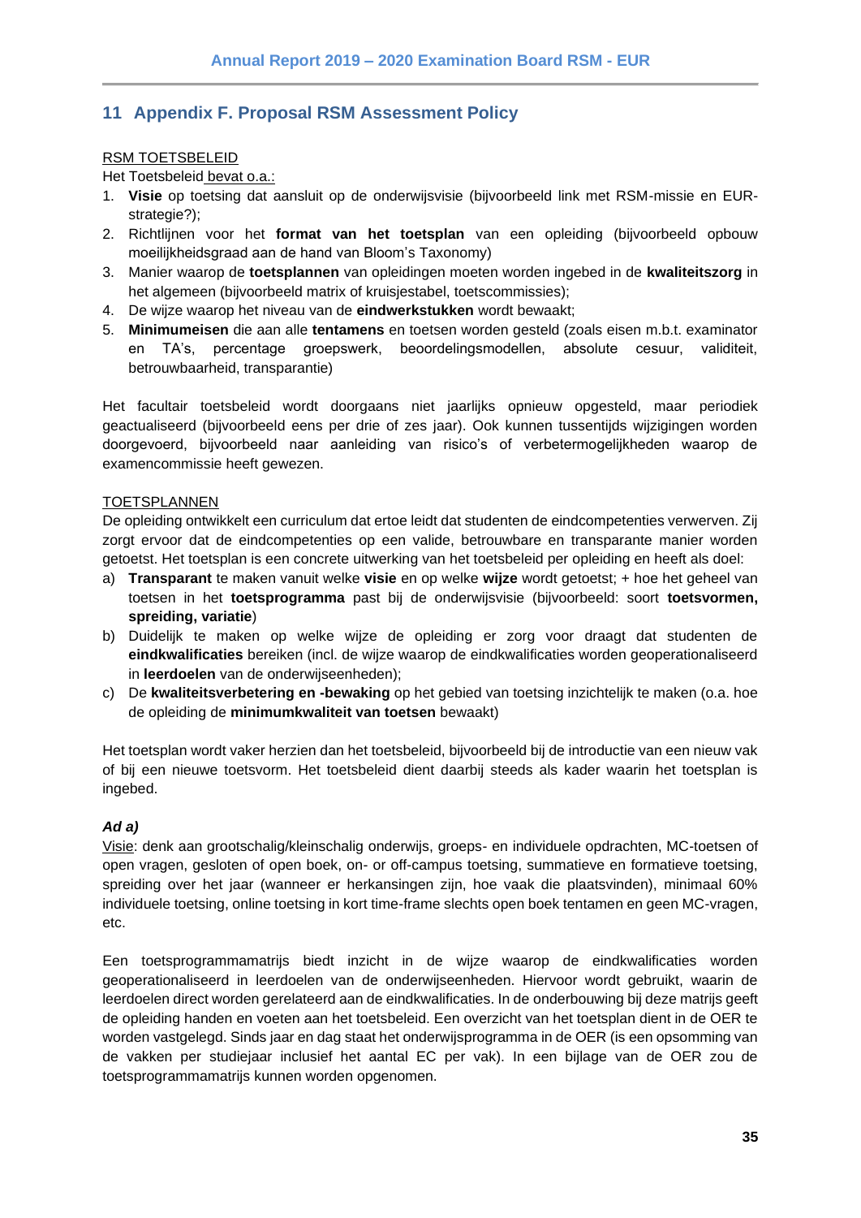## 11 Appendix F. Proposal RSM Assessment Policy

RSM TOETSBELEID

Het Toetsbeleid bevat o.a.:

1. **Visie** op toetsing dat aansluit op de onderwijsvisie (bijvoorbeeld link met RSM-missie en EUR-strategie?);
2. Richtlijnen voor het **format van het toetsplan** van een opleiding (bijvoorbeeld opbouw moeilijkheidsgraad aan de hand van Bloom's Taxonomy)
3. Manier waarop de **toetsplannen** van opleidingen moeten worden ingebed in de **kwaliteitszorg** in het algemeen (bijvoorbeeld matrix of kruisjestabel, toetscommissies);
4. De wijze waarop het niveau van de **eindwerkstukken** wordt bewaakt;
5. **Minimumeisen** die aan alle **tentamens** en toetsen worden gesteld (zoals eisen m.b.t. examinator en TA's, percentage groepswerk, beoordelingsmodellen, absolute cesuur, validiteit, betrouwbaarheid, transparantie)

Het facultair toetsbeleid wordt doorgaans niet jaarlijks opnieuw opgesteld, maar periodiek geactualiseerd (bijvoorbeeld eens per drie of zes jaar). Ook kunnen tussentijds wijzigingen worden doorgevoerd, bijvoorbeeld naar aanleiding van risico's of verbetermogelijkheden waarop de examencommissie heeft gewezen.

TOETSPLANNEN

De opleiding ontwikkelt een curriculum dat ertoe leidt dat studenten de eindcompetenties verwerven. Zij zorgt ervoor dat de eindcompetenties op een valide, betrouwbare en transparante manier worden getoetst. Het toetsplan is een concrete uitwerking van het toetsbeleid per opleiding en heeft als doel:

a) **Transparant** te maken vanuit welke **visie** en op welke **wijze** wordt getoetst; + hoe het geheel van toetsen in het **toetsprogramma** past bij de onderwijsvisie (bijvoorbeeld: soort **toetsvormen, spreiding, variatie**)
b) Duidelijk te maken op welke wijze de opleiding er zorg voor draagt dat studenten de **eindkwalificaties** bereiken (incl. de wijze waarop de eindkwalificaties worden geoperationaliseerd in **leerdoelen** van de onderwijseenheden);
c) De **kwaliteitsverbetering en -bewaking** op het gebied van toetsing inzichtelijk te maken (o.a. hoe de opleiding de **minimumkwaliteit van toetsen** bewaakt)

Het toetsplan wordt vaker herzien dan het toetsbeleid, bijvoorbeeld bij de introductie van een nieuw vak of bij een nieuwe toetsvorm. Het toetsbeleid dient daarbij steeds als kader waarin het toetsplan is ingebed.

***Ad a)***

Visie: denk aan grootschalig/kleinschalig onderwijs, groeps- en individuele opdrachten, MC-toetsen of open vragen, gesloten of open boek, on- or off-campus toetsing, summatieve en formatieve toetsing, spreiding over het jaar (wanneer er herkansingen zijn, hoe vaak die plaatsvinden), minimaal 60% individuele toetsing, online toetsing in kort time-frame slechts open boek tentamen en geen MC-vragen, etc.

Een toetsprogrammamatrijs biedt inzicht in de wijze waarop de eindkwalificaties worden geoperationaliseerd in leerdoelen van de onderwijseenheden. Hiervoor wordt gebruikt, waarin de leerdoelen direct worden gerelateerd aan de eindkwalificaties. In de onderbouwing bij deze matrijs geeft de opleiding handen en voeten aan het toetsbeleid. Een overzicht van het toetsplan dient in de OER te worden vastgelegd. Sinds jaar en dag staat het onderwijsprogramma in de OER (is een opsomming van de vakken per studiejaar inclusief het aantal EC per vak). In een bijlage van de OER zou de toetsprogrammamatrijs kunnen worden opgenomen.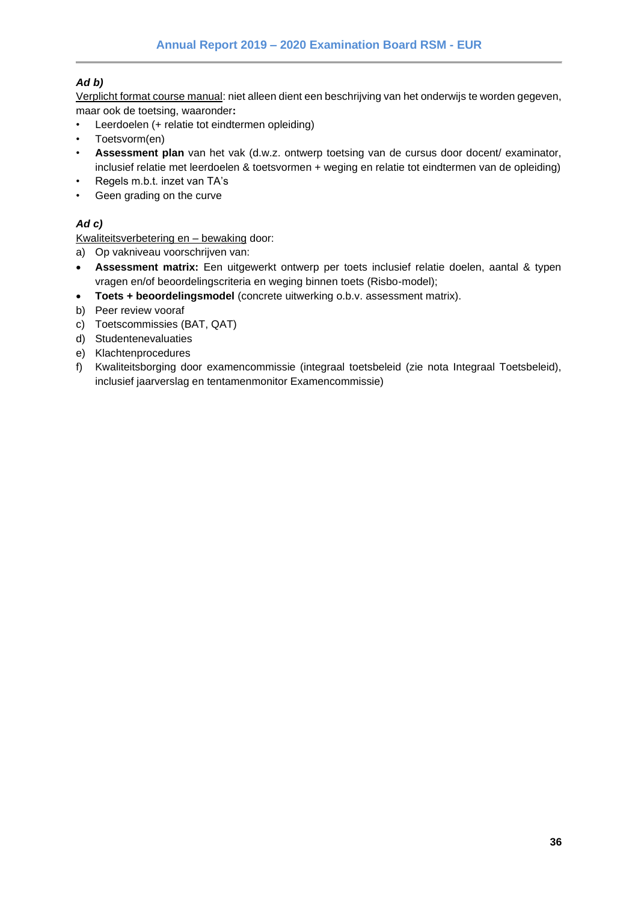***Ad b)***

<u>Verplicht format course manual</u>: niet alleen dient een beschrijving van het onderwijs te worden gegeven, maar ook de toetsing, waaronder**:**

- Leerdoelen (+ relatie tot eindtermen opleiding)
- Toetsvorm(en)
- **Assessment plan** van het vak (d.w.z. ontwerp toetsing van de cursus door docent/ examinator, inclusief relatie met leerdoelen & toetsvormen + weging en relatie tot eindtermen van de opleiding)
- Regels m.b.t. inzet van TA's
- Geen grading on the curve

***Ad c)***

<u>Kwaliteitsverbetering en – bewaking</u> door:

a) Op vakniveau voorschrijven van:
- **Assessment matrix:** Een uitgewerkt ontwerp per toets inclusief relatie doelen, aantal & typen vragen en/of beoordelingscriteria en weging binnen toets (Risbo-model);
- **Toets + beoordelingsmodel** (concrete uitwerking o.b.v. assessment matrix).

b) Peer review vooraf

c) Toetscommissies (BAT, QAT)

d) Studentenevaluaties

e) Klachtenprocedures

f) Kwaliteitsborging door examencommissie (integraal toetsbeleid (zie nota Integraal Toetsbeleid), inclusief jaarverslag en tentamenmonitor Examencommissie)